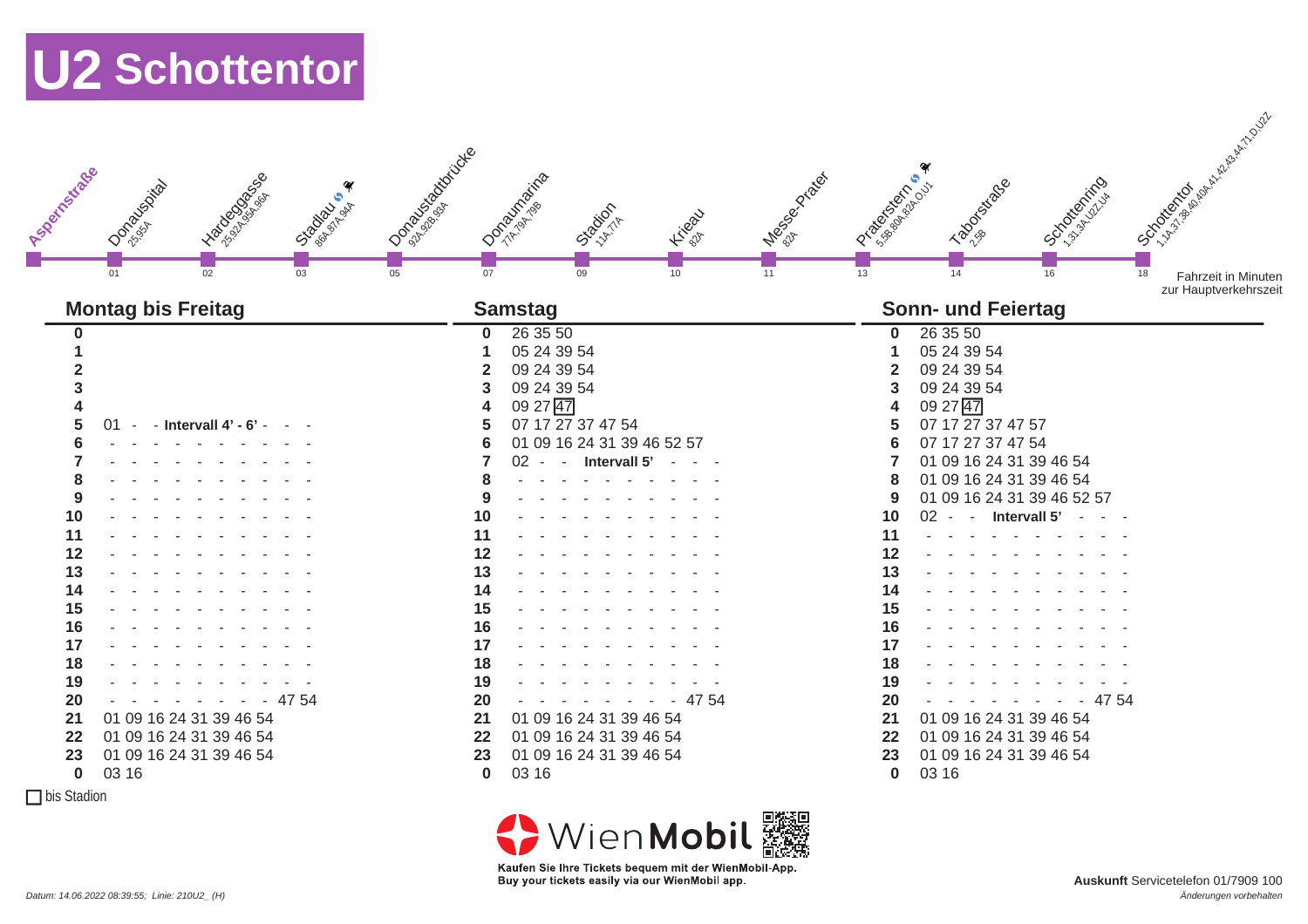# U2 Schottentor

| Station | Fahrzeit | Umstieg |
|---|---|---|
| Aspernstraße | | |
| Donauspital | 01 | 25,95A |
| Hardeggasse | 02 | 25,92A,95A,96A |
| Stadlau | 03 | 86A,87A,94A |
| Donaustadtbrücke | 05 | 92A,92B,93A |
| Donaumarina | 07 | 77A,79A,79B |
| Stadion | 09 | 11A,77A |
| Krieau | 10 | 82A |
| Messe-Prater | 11 | 82A |
| Praterstern | 13 | 5,5B,80A,82A,O,U1 |
| Taborstraße | 14 | 2,5B |
| Schottenring | 16 | 1,31,3A,U2Z,U4 |
| Schottentor | 18 | 1,1A,37,38,40,40A,41,42,43,44,71,D,U2Z |

Fahrzeit in Minuten zur Hauptverkehrszeit

| | Montag bis Freitag | | Samstag | | Sonn- und Feiertag |
|---|---|---|---|---|---|
| 0 | | 0 | 26 35 50 | 0 | 26 35 50 |
| 1 | | 1 | 05 24 39 54 | 1 | 05 24 39 54 |
| 2 | | 2 | 09 24 39 54 | 2 | 09 24 39 54 |
| 3 | | 3 | 09 24 39 54 | 3 | 09 24 39 54 |
| 4 | | 4 | 09 27 [47] | 4 | 09 27 [47] |
| 5 | 01 - - **Intervall 4' - 6'** - - - | 5 | 07 17 27 37 47 54 | 5 | 07 17 27 37 47 57 |
| 6 | - - - - - - - - - - - | 6 | 01 09 16 24 31 39 46 52 57 | 6 | 07 17 27 37 47 54 |
| 7 | - - - - - - - - - - - | 7 | 02 - - **Intervall 5'** - - - | 7 | 01 09 16 24 31 39 46 54 |
| 8 | - - - - - - - - - - - | 8 | - - - - - - - - - - - | 8 | 01 09 16 24 31 39 46 54 |
| 9 | - - - - - - - - - - - | 9 | - - - - - - - - - - - | 9 | 01 09 16 24 31 39 46 52 57 |
| 10 | - - - - - - - - - - - | 10 | - - - - - - - - - - - | 10 | 02 - - **Intervall 5'** - - - |
| 11 | - - - - - - - - - - - | 11 | - - - - - - - - - - - | 11 | - - - - - - - - - - - |
| 12 | - - - - - - - - - - - | 12 | - - - - - - - - - - - | 12 | - - - - - - - - - - - |
| 13 | - - - - - - - - - - - | 13 | - - - - - - - - - - - | 13 | - - - - - - - - - - - |
| 14 | - - - - - - - - - - - | 14 | - - - - - - - - - - - | 14 | - - - - - - - - - - - |
| 15 | - - - - - - - - - - - | 15 | - - - - - - - - - - - | 15 | - - - - - - - - - - - |
| 16 | - - - - - - - - - - - | 16 | - - - - - - - - - - - | 16 | - - - - - - - - - - - |
| 17 | - - - - - - - - - - - | 17 | - - - - - - - - - - - | 17 | - - - - - - - - - - - |
| 18 | - - - - - - - - - - - | 18 | - - - - - - - - - - - | 18 | - - - - - - - - - - - |
| 19 | - - - - - - - - - - - | 19 | - - - - - - - - - - - | 19 | - - - - - - - - - - - |
| 20 | - - - - - - - - - 47 54 | 20 | - - - - - - - - - 47 54 | 20 | - - - - - - - - - 47 54 |
| 21 | 01 09 16 24 31 39 46 54 | 21 | 01 09 16 24 31 39 46 54 | 21 | 01 09 16 24 31 39 46 54 |
| 22 | 01 09 16 24 31 39 46 54 | 22 | 01 09 16 24 31 39 46 54 | 22 | 01 09 16 24 31 39 46 54 |
| 23 | 01 09 16 24 31 39 46 54 | 23 | 01 09 16 24 31 39 46 54 | 23 | 01 09 16 24 31 39 46 54 |
| 0 | 03 16 | 0 | 03 16 | 0 | 03 16 |

[ ] bis Stadion

WienMobil

Kaufen Sie Ihre Tickets bequem mit der WienMobil-App.
Buy your tickets easily via our WienMobil app.

*Datum: 14.06.2022 08:39:55; Linie: 210U2_ (H)*

**Auskunft** Servicetelefon 01/7909 100

*Änderungen vorbehalten*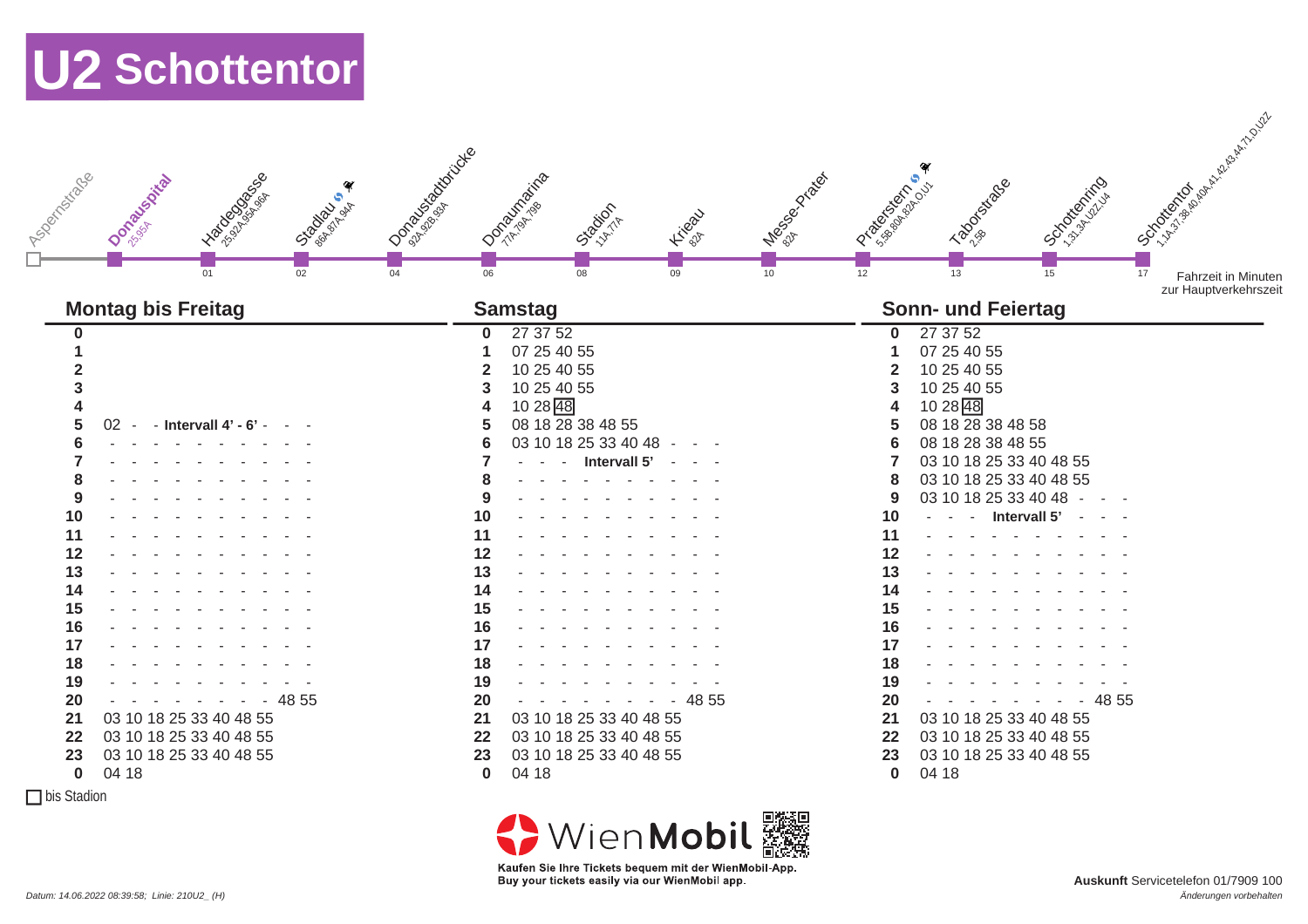# U2 Schottentor

| Haltestelle | Umstieg | Fahrzeit |
|---|---|---|
| Aspernstraße | | |
| **Donauspital** | 25,95A | |
| Hardeggasse | 25,92A,95A,96A | 01 |
| Stadlau | S, 86A,87A,94A | 02 |
| Donaustadtbrücke | 92A,92B,93A | 04 |
| Donaumarina | 77A,79A,79B | 06 |
| Stadion | 11A,77A | 08 |
| Krieau | 82A | 09 |
| Messe-Prater | 82A | 10 |
| Praterstern | S, 5,5B,80A,82A,O,U1 | 12 |
| Taborstraße | 2,5B | 13 |
| Schottenring | 1,31,3A,U2Z,U4 | 15 |
| Schottentor | 1,1A,37,38,40,40A,41,42,43,44,71,D,U2Z | 17 |

Fahrzeit in Minuten zur Hauptverkehrszeit

| | Montag bis Freitag | Samstag | Sonn- und Feiertag |
|---|---|---|---|
| **0** | | 27 37 52 | 27 37 52 |
| **1** | | 07 25 40 55 | 07 25 40 55 |
| **2** | | 10 25 40 55 | 10 25 40 55 |
| **3** | | 10 25 40 55 | 10 25 40 55 |
| **4** | | 10 28 [48] | 10 28 [48] |
| **5** | 02 - - **Intervall 4' - 6'** - - - | 08 18 28 38 48 55 | 08 18 28 38 48 58 |
| **6** | - - - - - - - - - - - - | 03 10 18 25 33 40 48 - - - | 08 18 28 38 48 55 |
| **7** | - - - - - - - - - - - - | - - - **Intervall 5'** - - - | 03 10 18 25 33 40 48 55 |
| **8** | - - - - - - - - - - - - | - - - - - - - - - - - - | 03 10 18 25 33 40 48 55 |
| **9** | - - - - - - - - - - - - | - - - - - - - - - - - - | 03 10 18 25 33 40 48 - - - |
| **10** | - - - - - - - - - - - - | - - - - - - - - - - - - | - - - **Intervall 5'** - - - |
| **11** | - - - - - - - - - - - - | - - - - - - - - - - - - | - - - - - - - - - - - - |
| **12** | - - - - - - - - - - - - | - - - - - - - - - - - - | - - - - - - - - - - - - |
| **13** | - - - - - - - - - - - - | - - - - - - - - - - - - | - - - - - - - - - - - - |
| **14** | - - - - - - - - - - - - | - - - - - - - - - - - - | - - - - - - - - - - - - |
| **15** | - - - - - - - - - - - - | - - - - - - - - - - - - | - - - - - - - - - - - - |
| **16** | - - - - - - - - - - - - | - - - - - - - - - - - - | - - - - - - - - - - - - |
| **17** | - - - - - - - - - - - - | - - - - - - - - - - - - | - - - - - - - - - - - - |
| **18** | - - - - - - - - - - - - | - - - - - - - - - - - - | - - - - - - - - - - - - |
| **19** | - - - - - - - - - - - - | - - - - - - - - - - - - | - - - - - - - - - - - - |
| **20** | - - - - - - - - - - 48 55 | - - - - - - - - - - 48 55 | - - - - - - - - - - 48 55 |
| **21** | 03 10 18 25 33 40 48 55 | 03 10 18 25 33 40 48 55 | 03 10 18 25 33 40 48 55 |
| **22** | 03 10 18 25 33 40 48 55 | 03 10 18 25 33 40 48 55 | 03 10 18 25 33 40 48 55 |
| **23** | 03 10 18 25 33 40 48 55 | 03 10 18 25 33 40 48 55 | 03 10 18 25 33 40 48 55 |
| **0** | 04 18 | 04 18 | 04 18 |

[ ] bis Stadion

WienMobil

Kaufen Sie Ihre Tickets bequem mit der WienMobil-App.
Buy your tickets easily via our WienMobil app.

**Auskunft** Servicetelefon 01/7909 100

*Datum: 14.06.2022 08:39:58; Linie: 210U2_ (H)*

*Änderungen vorbehalten*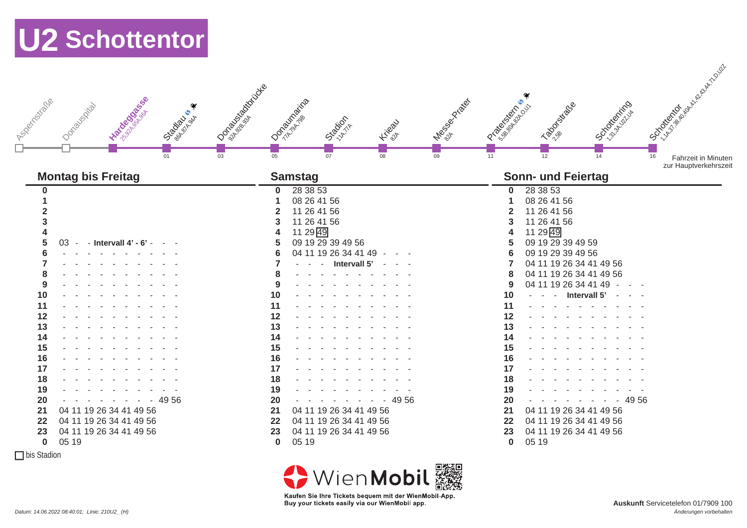# U2 Schottentor

| Haltestelle | Umsteigen | Fahrzeit |
|---|---|---|
| Aspernstraße | | |
| Donauspital | | |
| **Hardeggasse** | 25,92A,95A,96A | |
| Stadlau | 86A,87A,94A | 01 |
| Donaustadtbrücke | 92A,92B,93A | 03 |
| Donaumarina | 77A,79A,79B | 05 |
| Stadion | 11A,77A | 07 |
| Krieau | 82A | 08 |
| Messe-Prater | 82A | 09 |
| Praterstern | 5,5B,80A,82A,O,U1 | 11 |
| Taborstraße | 2,5B | 12 |
| Schottenring | 1,31,3A,U2Z,U4 | 14 |
| Schottentor | 1,1A,37,38,40,40A,41,42,43,44,71,D,U2Z | 16 |

Fahrzeit in Minuten zur Hauptverkehrszeit

| Stunde | Montag bis Freitag | Samstag | Sonn- und Feiertag |
|---|---|---|---|
| 0 | | 28 38 53 | 28 38 53 |
| 1 | | 08 26 41 56 | 08 26 41 56 |
| 2 | | 11 26 41 56 | 11 26 41 56 |
| 3 | | 11 26 41 56 | 11 26 41 56 |
| 4 | | 11 29 [49] | 11 29 [49] |
| 5 | 03 - - **Intervall 4' - 6'** - - - | 09 19 29 39 49 56 | 09 19 29 39 49 59 |
| 6 | - - - - - - - - - - - - - | 04 11 19 26 34 41 49 - - - | 09 19 29 39 49 56 |
| 7 | - - - - - - - - - - - - - | - - - **Intervall 5'** - - - | 04 11 19 26 34 41 49 56 |
| 8 | - - - - - - - - - - - - - | - - - - - - - - - - - - - | 04 11 19 26 34 41 49 56 |
| 9 | - - - - - - - - - - - - - | - - - - - - - - - - - - - | 04 11 19 26 34 41 49 - - - |
| 10 | - - - - - - - - - - - - - | - - - - - - - - - - - - - | - - - **Intervall 5'** - - - |
| 11 | - - - - - - - - - - - - - | - - - - - - - - - - - - - | - - - - - - - - - - - - - |
| 12 | - - - - - - - - - - - - - | - - - - - - - - - - - - - | - - - - - - - - - - - - - |
| 13 | - - - - - - - - - - - - - | - - - - - - - - - - - - - | - - - - - - - - - - - - - |
| 14 | - - - - - - - - - - - - - | - - - - - - - - - - - - - | - - - - - - - - - - - - - |
| 15 | - - - - - - - - - - - - - | - - - - - - - - - - - - - | - - - - - - - - - - - - - |
| 16 | - - - - - - - - - - - - - | - - - - - - - - - - - - - | - - - - - - - - - - - - - |
| 17 | - - - - - - - - - - - - - | - - - - - - - - - - - - - | - - - - - - - - - - - - - |
| 18 | - - - - - - - - - - - - - | - - - - - - - - - - - - - | - - - - - - - - - - - - - |
| 19 | - - - - - - - - - - - - - | - - - - - - - - - - - - - | - - - - - - - - - - - - - |
| 20 | - - - - - - - - - - - 49 56 | - - - - - - - - - - - 49 56 | - - - - - - - - - - - 49 56 |
| 21 | 04 11 19 26 34 41 49 56 | 04 11 19 26 34 41 49 56 | 04 11 19 26 34 41 49 56 |
| 22 | 04 11 19 26 34 41 49 56 | 04 11 19 26 34 41 49 56 | 04 11 19 26 34 41 49 56 |
| 23 | 04 11 19 26 34 41 49 56 | 04 11 19 26 34 41 49 56 | 04 11 19 26 34 41 49 56 |
| 0 | 05 19 | 05 19 | 05 19 |

[ ] bis Stadion

WienMobil

Kaufen Sie Ihre Tickets bequem mit der WienMobil-App.
Buy your tickets easily via our WienMobil app.

**Auskunft** Servicetelefon 01/7909 100

*Datum: 14.06.2022 08:40:01; Linie: 210U2_ (H)*

*Änderungen vorbehalten*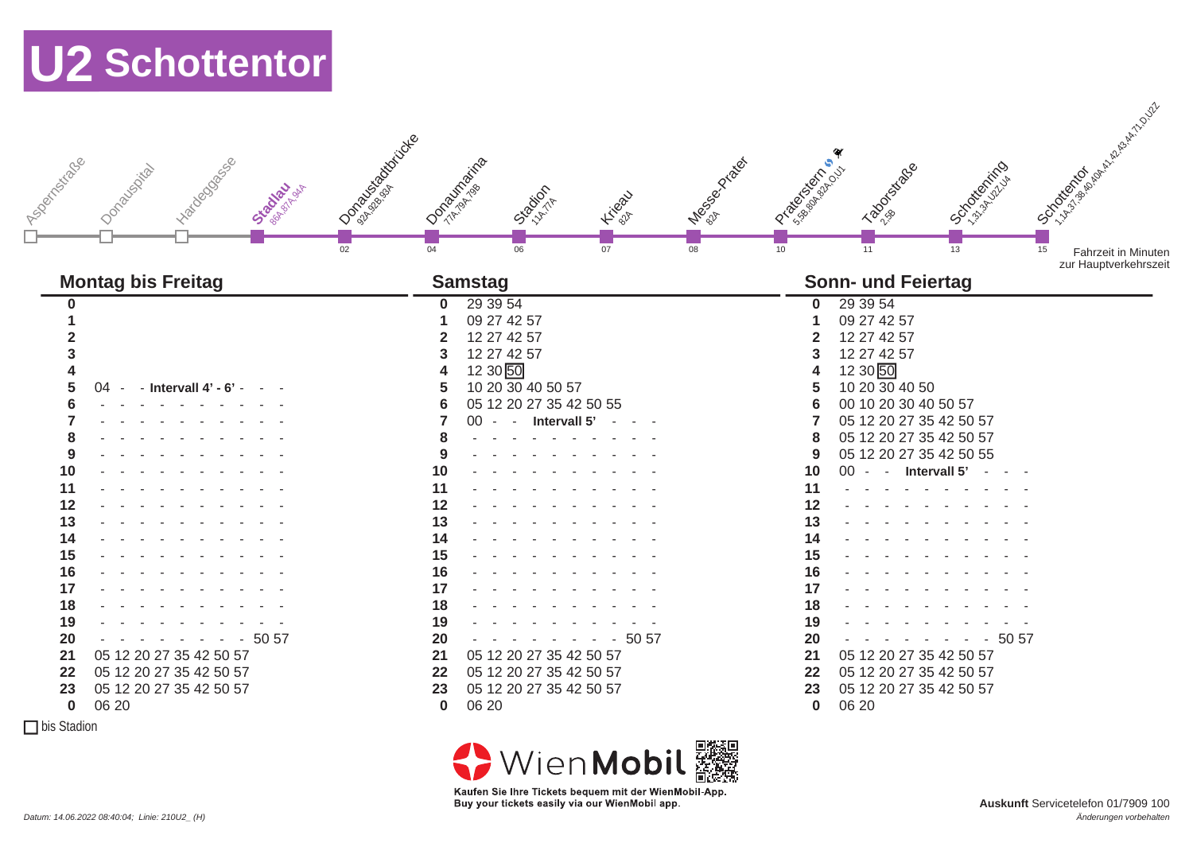# U2 Schottentor

| Haltestelle | Umsteigen | Fahrzeit |
|---|---|---|
| Aspernstraße | | |
| Donauspital | | |
| Hardeggasse | | |
| **Stadlau** | 86A,87A,94A | |
| Donaustadtbrücke | 92A,92B,93A | 02 |
| Donaumarina | 77A,79A,79B | 04 |
| Stadion | 11A,77A | 06 |
| Krieau | 82A | 07 |
| Messe-Prater | 82A | 08 |
| Praterstern | 5,5B,80A,82A,O,U1 | 10 |
| Taborstraße | 2,5B | 11 |
| Schottenring | 1,31,3A,U2Z,U4 | 13 |
| Schottentor | 1,1A,37,38,40,40A,41,42,43,44,71,D,U2Z | 15 |

Fahrzeit in Minuten zur Hauptverkehrszeit

| Stunde | Montag bis Freitag | Samstag | Sonn- und Feiertag |
|---|---|---|---|
| 0 | | 29 39 54 | 29 39 54 |
| 1 | | 09 27 42 57 | 09 27 42 57 |
| 2 | | 12 27 42 57 | 12 27 42 57 |
| 3 | | 12 27 42 57 | 12 27 42 57 |
| 4 | | 12 30 [50] | 12 30 [50] |
| 5 | 04 - - **Intervall 4' - 6'** - - - | 10 20 30 40 50 57 | 10 20 30 40 50 |
| 6 | - - - - - - - - - - - - | 05 12 20 27 35 42 50 55 | 00 10 20 30 40 50 57 |
| 7 | - - - - - - - - - - - - | 00 - - **Intervall 5'** - - - | 05 12 20 27 35 42 50 57 |
| 8 | - - - - - - - - - - - - | - - - - - - - - - - - - | 05 12 20 27 35 42 50 57 |
| 9 | - - - - - - - - - - - - | - - - - - - - - - - - - | 05 12 20 27 35 42 50 55 |
| 10 | - - - - - - - - - - - - | - - - - - - - - - - - - | 00 - - **Intervall 5'** - - - |
| 11 | - - - - - - - - - - - - | - - - - - - - - - - - - | - - - - - - - - - - - - |
| 12 | - - - - - - - - - - - - | - - - - - - - - - - - - | - - - - - - - - - - - - |
| 13 | - - - - - - - - - - - - | - - - - - - - - - - - - | - - - - - - - - - - - - |
| 14 | - - - - - - - - - - - - | - - - - - - - - - - - - | - - - - - - - - - - - - |
| 15 | - - - - - - - - - - - - | - - - - - - - - - - - - | - - - - - - - - - - - - |
| 16 | - - - - - - - - - - - - | - - - - - - - - - - - - | - - - - - - - - - - - - |
| 17 | - - - - - - - - - - - - | - - - - - - - - - - - - | - - - - - - - - - - - - |
| 18 | - - - - - - - - - - - - | - - - - - - - - - - - - | - - - - - - - - - - - - |
| 19 | - - - - - - - - - - - - | - - - - - - - - - - - - | - - - - - - - - - - - - |
| 20 | - - - - - - - - - - 50 57 | - - - - - - - - - - 50 57 | - - - - - - - - - - 50 57 |
| 21 | 05 12 20 27 35 42 50 57 | 05 12 20 27 35 42 50 57 | 05 12 20 27 35 42 50 57 |
| 22 | 05 12 20 27 35 42 50 57 | 05 12 20 27 35 42 50 57 | 05 12 20 27 35 42 50 57 |
| 23 | 05 12 20 27 35 42 50 57 | 05 12 20 27 35 42 50 57 | 05 12 20 27 35 42 50 57 |
| 0 | 06 20 | 06 20 | 06 20 |

[ ] bis Stadion

WienMobil

Kaufen Sie Ihre Tickets bequem mit der WienMobil-App.
Buy your tickets easily via our WienMobil app.

*Datum: 14.06.2022 08:40:04; Linie: 210U2_ (H)*

**Auskunft** Servicetelefon 01/7909 100

*Änderungen vorbehalten*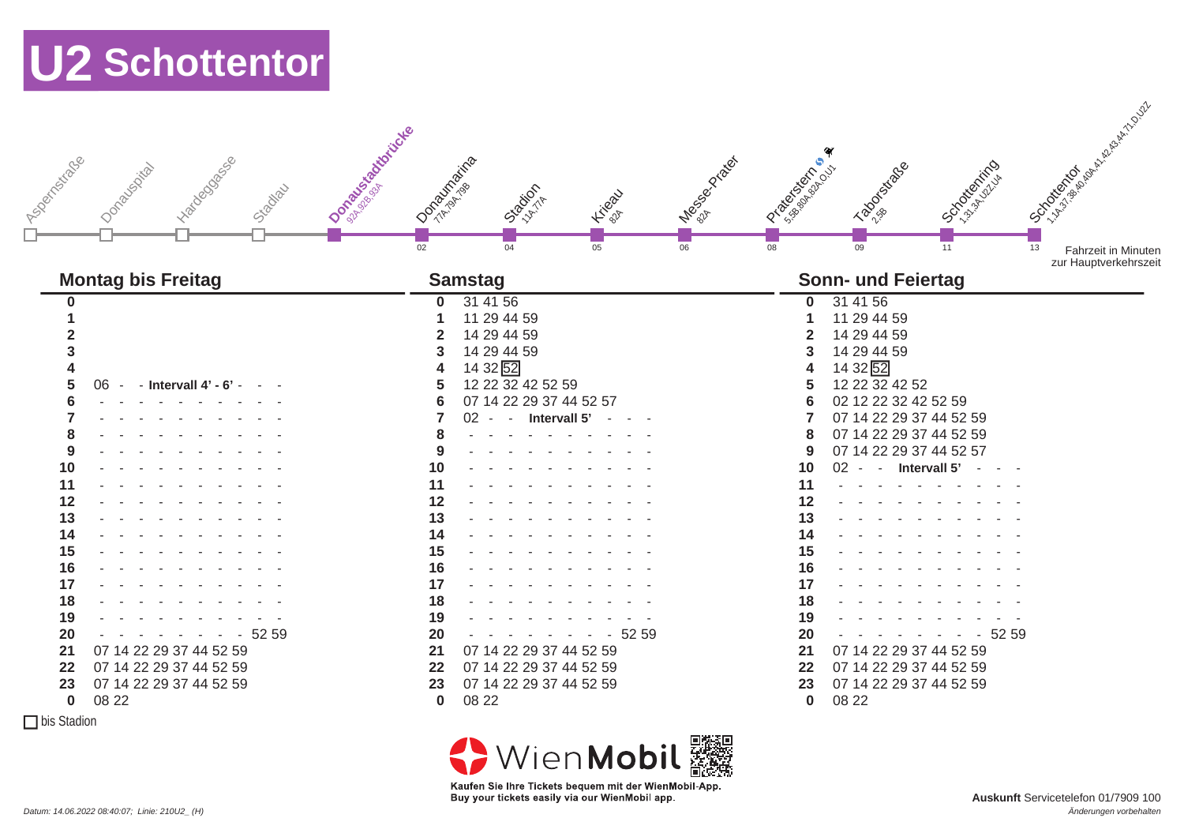# U2 Schottentor

| Station | Umstieg | Fahrzeit |
|---|---|---|
| Aspernstraße | | |
| Donauspital | | |
| Hardeggasse | | |
| Stadlau | | |
| **Donaustadtbrücke** | 92A,92B,93A | |
| Donaumarina | 77A,79A,79B | 02 |
| Stadion | 11A,77A | 04 |
| Krieau | 82A | 05 |
| Messe-Prater | 82A | 06 |
| Praterstern | 5,5B,80A,82A,O,U1 | 08 |
| Taborstraße | 2,5B | 09 |
| Schottenring | 1,31,3A,U2Z,U4 | 11 |
| Schottentor | 1,1A,37,38,40,40A,41,42,43,44,71,D,U2Z | 13 |

Fahrzeit in Minuten zur Hauptverkehrszeit

## Montag bis Freitag

| Stunde | Minuten |
|---|---|
| 0 | |
| 1 | |
| 2 | |
| 3 | |
| 4 | |
| 5 | 06 - - **Intervall 4' - 6'** - - - |
| 6 | - - - - - - - - - - - - |
| 7 | - - - - - - - - - - - - |
| 8 | - - - - - - - - - - - - |
| 9 | - - - - - - - - - - - - |
| 10 | - - - - - - - - - - - - |
| 11 | - - - - - - - - - - - - |
| 12 | - - - - - - - - - - - - |
| 13 | - - - - - - - - - - - - |
| 14 | - - - - - - - - - - - - |
| 15 | - - - - - - - - - - - - |
| 16 | - - - - - - - - - - - - |
| 17 | - - - - - - - - - - - - |
| 18 | - - - - - - - - - - - - |
| 19 | - - - - - - - - - - - - |
| 20 | - - - - - - - - - - 52 59 |
| 21 | 07 14 22 29 37 44 52 59 |
| 22 | 07 14 22 29 37 44 52 59 |
| 23 | 07 14 22 29 37 44 52 59 |
| 0 | 08 22 |

## Samstag

| Stunde | Minuten |
|---|---|
| 0 | 31 41 56 |
| 1 | 11 29 44 59 |
| 2 | 14 29 44 59 |
| 3 | 14 29 44 59 |
| 4 | 14 32 [52] |
| 5 | 12 22 32 42 52 59 |
| 6 | 07 14 22 29 37 44 52 57 |
| 7 | 02 - - **Intervall 5'** - - - |
| 8 | - - - - - - - - - - - - |
| 9 | - - - - - - - - - - - - |
| 10 | - - - - - - - - - - - - |
| 11 | - - - - - - - - - - - - |
| 12 | - - - - - - - - - - - - |
| 13 | - - - - - - - - - - - - |
| 14 | - - - - - - - - - - - - |
| 15 | - - - - - - - - - - - - |
| 16 | - - - - - - - - - - - - |
| 17 | - - - - - - - - - - - - |
| 18 | - - - - - - - - - - - - |
| 19 | - - - - - - - - - - - - |
| 20 | - - - - - - - - - - 52 59 |
| 21 | 07 14 22 29 37 44 52 59 |
| 22 | 07 14 22 29 37 44 52 59 |
| 23 | 07 14 22 29 37 44 52 59 |
| 0 | 08 22 |

## Sonn- und Feiertag

| Stunde | Minuten |
|---|---|
| 0 | 31 41 56 |
| 1 | 11 29 44 59 |
| 2 | 14 29 44 59 |
| 3 | 14 29 44 59 |
| 4 | 14 32 [52] |
| 5 | 12 22 32 42 52 |
| 6 | 02 12 22 32 42 52 59 |
| 7 | 07 14 22 29 37 44 52 59 |
| 8 | 07 14 22 29 37 44 52 59 |
| 9 | 07 14 22 29 37 44 52 57 |
| 10 | 02 - - **Intervall 5'** - - - |
| 11 | - - - - - - - - - - - - |
| 12 | - - - - - - - - - - - - |
| 13 | - - - - - - - - - - - - |
| 14 | - - - - - - - - - - - - |
| 15 | - - - - - - - - - - - - |
| 16 | - - - - - - - - - - - - |
| 17 | - - - - - - - - - - - - |
| 18 | - - - - - - - - - - - - |
| 19 | - - - - - - - - - - - - |
| 20 | - - - - - - - - - - 52 59 |
| 21 | 07 14 22 29 37 44 52 59 |
| 22 | 07 14 22 29 37 44 52 59 |
| 23 | 07 14 22 29 37 44 52 59 |
| 0 | 08 22 |

[ ] bis Stadion

WienMobil

**Kaufen Sie Ihre Tickets bequem mit der WienMobil-App.**
**Buy your tickets easily via our WienMobil app.**

**Auskunft** Servicetelefon 01/7909 100

*Datum: 14.06.2022 08:40:07; Linie: 210U2_ (H)*

*Änderungen vorbehalten*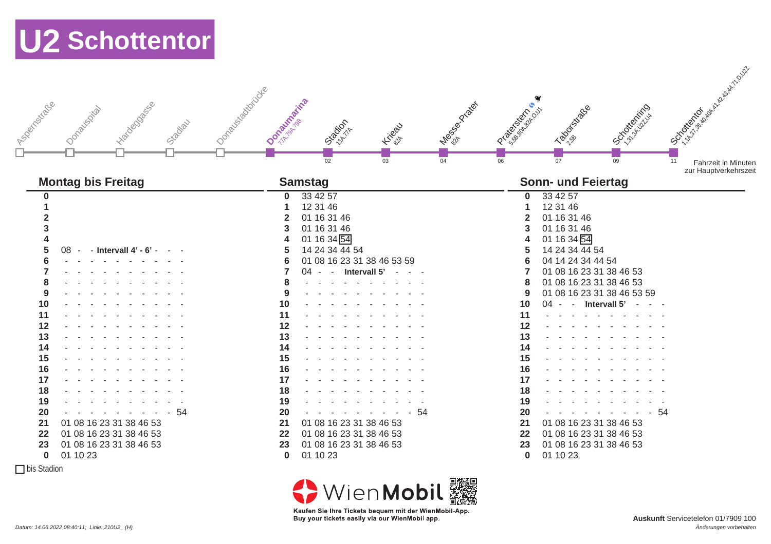# U2 Schottentor

| Station | Umsteigen | Fahrzeit |
|---|---|---|
| Aspernstraße | | |
| Donauspital | | |
| Hardeggasse | | |
| Stadlau | | |
| Donaustadtbrücke | | |
| **Donaumarina** | 77A,79A,79B | |
| Stadion | 11A,77A | 02 |
| Krieau | 82A | 03 |
| Messe-Prater | 82A | 04 |
| Praterstern | 5,5B,80A,82A,O,U1 | 06 |
| Taborstraße | 2,5B | 07 |
| Schottenring | 1,31,3A,U2Z,U4 | 09 |
| Schottentor | 1,1A,37,38,40,40A,41,42,43,44,71,D,U2Z | 11 |

Fahrzeit in Minuten zur Hauptverkehrszeit

| Stunde | Montag bis Freitag | Samstag | Sonn- und Feiertag |
|---|---|---|---|
| 0 | | 33 42 57 | 33 42 57 |
| 1 | | 12 31 46 | 12 31 46 |
| 2 | | 01 16 31 46 | 01 16 31 46 |
| 3 | | 01 16 31 46 | 01 16 31 46 |
| 4 | | 01 16 34 [54] | 01 16 34 [54] |
| 5 | 08 - - **Intervall 4' - 6'** - - - | 14 24 34 44 54 | 14 24 34 44 54 |
| 6 | - - - - - - - - - - - | 01 08 16 23 31 38 46 53 59 | 04 14 24 34 44 54 |
| 7 | - - - - - - - - - - - | 04 - - **Intervall 5'** - - - | 01 08 16 23 31 38 46 53 |
| 8 | - - - - - - - - - - - | - - - - - - - - - - - | 01 08 16 23 31 38 46 53 |
| 9 | - - - - - - - - - - - | - - - - - - - - - - - | 01 08 16 23 31 38 46 53 59 |
| 10 | - - - - - - - - - - - | - - - - - - - - - - - | 04 - - **Intervall 5'** - - - |
| 11 | - - - - - - - - - - - | - - - - - - - - - - - | - - - - - - - - - - - |
| 12 | - - - - - - - - - - - | - - - - - - - - - - - | - - - - - - - - - - - |
| 13 | - - - - - - - - - - - | - - - - - - - - - - - | - - - - - - - - - - - |
| 14 | - - - - - - - - - - - | - - - - - - - - - - - | - - - - - - - - - - - |
| 15 | - - - - - - - - - - - | - - - - - - - - - - - | - - - - - - - - - - - |
| 16 | - - - - - - - - - - - | - - - - - - - - - - - | - - - - - - - - - - - |
| 17 | - - - - - - - - - - - | - - - - - - - - - - - | - - - - - - - - - - - |
| 18 | - - - - - - - - - - - | - - - - - - - - - - - | - - - - - - - - - - - |
| 19 | - - - - - - - - - - - | - - - - - - - - - - - | - - - - - - - - - - - |
| 20 | - - - - - - - - - - - 54 | - - - - - - - - - - - 54 | - - - - - - - - - - - 54 |
| 21 | 01 08 16 23 31 38 46 53 | 01 08 16 23 31 38 46 53 | 01 08 16 23 31 38 46 53 |
| 22 | 01 08 16 23 31 38 46 53 | 01 08 16 23 31 38 46 53 | 01 08 16 23 31 38 46 53 |
| 23 | 01 08 16 23 31 38 46 53 | 01 08 16 23 31 38 46 53 | 01 08 16 23 31 38 46 53 |
| 0 | 01 10 23 | 01 10 23 | 01 10 23 |

[ ] bis Stadion

WienMobil

Kaufen Sie Ihre Tickets bequem mit der WienMobil-App.
Buy your tickets easily via our WienMobil app.

**Auskunft** Servicetelefon 01/7909 100

*Datum: 14.06.2022 08:40:11; Linie: 210U2_ (H)*

*Änderungen vorbehalten*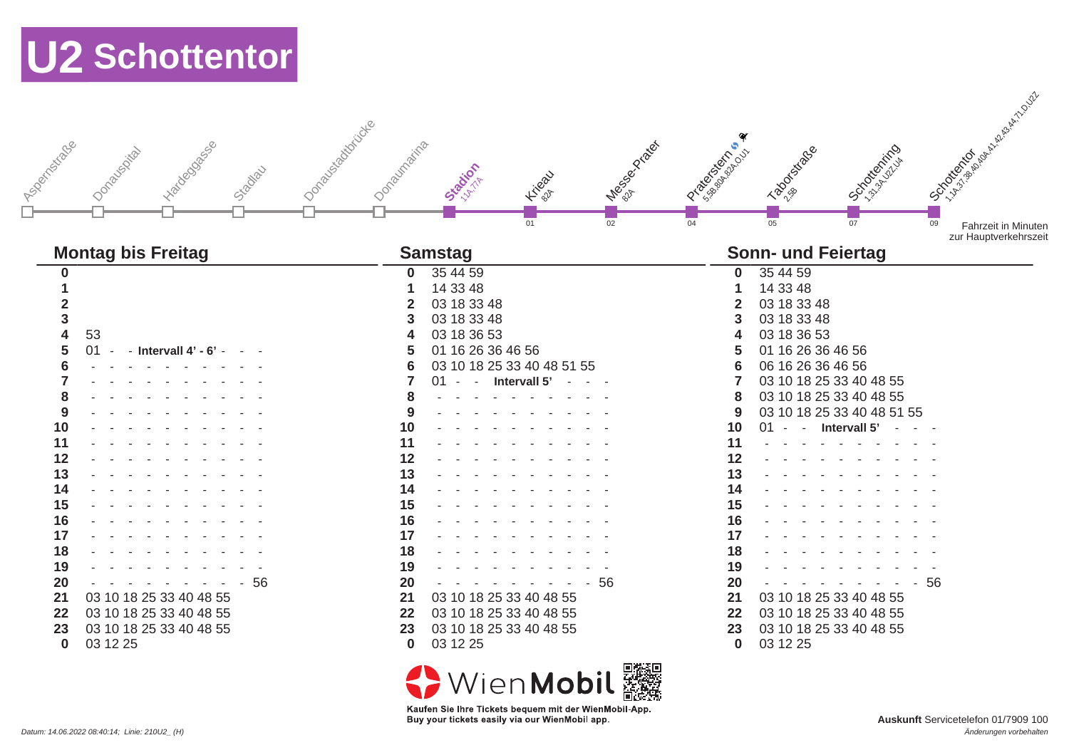# U2 Schottentor

| Station | Umstieg | Fahrzeit |
|---|---|---|
| Aspernstraße | | |
| Donauspital | | |
| Hardeggasse | | |
| Stadlau | | |
| Donaustadtbrücke | | |
| Donaumarina | | |
| Stadion | 11A,77A | |
| Krieau | 82A | 01 |
| Messe-Prater | 82A | 02 |
| Praterstern | 5,5B,80A,82A,O,U1 | 04 |
| Taborstraße | 2,5B | 05 |
| Schottenring | 1,31,3A,U2Z,U4 | 07 |
| Schottentor | 1,1A,37,38,40,40A,41,42,43,44,71,D,U2Z | 09 |

Fahrzeit in Minuten zur Hauptverkehrszeit

| Stunde | Montag bis Freitag | Samstag | Sonn- und Feiertag |
|---|---|---|---|
| 0 | | 35 44 59 | 35 44 59 |
| 1 | | 14 33 48 | 14 33 48 |
| 2 | | 03 18 33 48 | 03 18 33 48 |
| 3 | | 03 18 33 48 | 03 18 33 48 |
| 4 | 53 | 03 18 36 53 | 03 18 36 53 |
| 5 | 01 - - **Intervall 4' - 6'** - - - | 01 16 26 36 46 56 | 01 16 26 36 46 56 |
| 6 | - | 03 10 18 25 33 40 48 51 55 | 06 16 26 36 46 56 |
| 7 | - | 01 - - **Intervall 5'** - - - | 03 10 18 25 33 40 48 55 |
| 8 | - | - | 03 10 18 25 33 40 48 55 |
| 9 | - | - | 03 10 18 25 33 40 48 51 55 |
| 10 | - | - | 01 - - **Intervall 5'** - - - |
| 11 | - | - | - |
| 12 | - | - | - |
| 13 | - | - | - |
| 14 | - | - | - |
| 15 | - | - | - |
| 16 | - | - | - |
| 17 | - | - | - |
| 18 | - | - | - |
| 19 | - | - | - |
| 20 | - - 56 | - - 56 | - - 56 |
| 21 | 03 10 18 25 33 40 48 55 | 03 10 18 25 33 40 48 55 | 03 10 18 25 33 40 48 55 |
| 22 | 03 10 18 25 33 40 48 55 | 03 10 18 25 33 40 48 55 | 03 10 18 25 33 40 48 55 |
| 23 | 03 10 18 25 33 40 48 55 | 03 10 18 25 33 40 48 55 | 03 10 18 25 33 40 48 55 |
| 0 | 03 12 25 | 03 12 25 | 03 12 25 |

WienMobil

Kaufen Sie Ihre Tickets bequem mit der WienMobil-App.
Buy your tickets easily via our WienMobil app.

*Datum: 14.06.2022 08:40:14; Linie: 210U2_ (H)*

**Auskunft** Servicetelefon 01/7909 100

*Änderungen vorbehalten*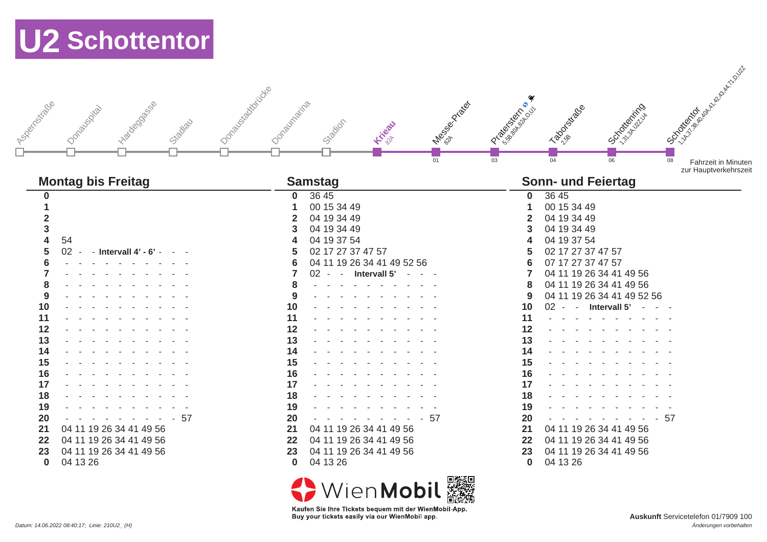# U2 Schottentor

Aspernstraße – Donauspital – Hardeggasse – Stadlau – Donaustadtbrücke – Donaumarina – Stadion – **Krieau** 82A – Messe-Prater 82A (01) – Praterstern 5,5B,80A,82A,O,U1 (03) – Taborstraße 2,5B (04) – Schottenring 1,31,3A,U2Z,U4 (06) – Schottentor 1,1A,37,38,40,40A,41,42,43,44,71,D,U2Z (08)

Fahrzeit in Minuten zur Hauptverkehrszeit

| Montag bis Freitag | | Samstag | | Sonn- und Feiertag | |
|---|---|---|---|---|---|
| **0** | | **0** | 36 45 | **0** | 36 45 |
| **1** | | **1** | 00 15 34 49 | **1** | 00 15 34 49 |
| **2** | | **2** | 04 19 34 49 | **2** | 04 19 34 49 |
| **3** | | **3** | 04 19 34 49 | **3** | 04 19 34 49 |
| **4** | 54 | **4** | 04 19 37 54 | **4** | 04 19 37 54 |
| **5** | 02 - - **Intervall 4' - 6'** - - - | **5** | 02 17 27 37 47 57 | **5** | 02 17 27 37 47 57 |
| **6** | - - - - - - - - - - - | **6** | 04 11 19 26 34 41 49 52 56 | **6** | 07 17 27 37 47 57 |
| **7** | - - - - - - - - - - - | **7** | 02 - - **Intervall 5'** - - - | **7** | 04 11 19 26 34 41 49 56 |
| **8** | - - - - - - - - - - - | **8** | - - - - - - - - - - - | **8** | 04 11 19 26 34 41 49 56 |
| **9** | - - - - - - - - - - - | **9** | - - - - - - - - - - - | **9** | 04 11 19 26 34 41 49 52 56 |
| **10** | - - - - - - - - - - - | **10** | - - - - - - - - - - - | **10** | 02 - - **Intervall 5'** - - - |
| **11** | - - - - - - - - - - - | **11** | - - - - - - - - - - - | **11** | - - - - - - - - - - - |
| **12** | - - - - - - - - - - - | **12** | - - - - - - - - - - - | **12** | - - - - - - - - - - - |
| **13** | - - - - - - - - - - - | **13** | - - - - - - - - - - - | **13** | - - - - - - - - - - - |
| **14** | - - - - - - - - - - - | **14** | - - - - - - - - - - - | **14** | - - - - - - - - - - - |
| **15** | - - - - - - - - - - - | **15** | - - - - - - - - - - - | **15** | - - - - - - - - - - - |
| **16** | - - - - - - - - - - - | **16** | - - - - - - - - - - - | **16** | - - - - - - - - - - - |
| **17** | - - - - - - - - - - - | **17** | - - - - - - - - - - - | **17** | - - - - - - - - - - - |
| **18** | - - - - - - - - - - - | **18** | - - - - - - - - - - - | **18** | - - - - - - - - - - - |
| **19** | - - - - - - - - - - - | **19** | - - - - - - - - - - - | **19** | - - - - - - - - - - - |
| **20** | - - - - - - - - - - - 57 | **20** | - - - - - - - - - - - 57 | **20** | - - - - - - - - - - - 57 |
| **21** | 04 11 19 26 34 41 49 56 | **21** | 04 11 19 26 34 41 49 56 | **21** | 04 11 19 26 34 41 49 56 |
| **22** | 04 11 19 26 34 41 49 56 | **22** | 04 11 19 26 34 41 49 56 | **22** | 04 11 19 26 34 41 49 56 |
| **23** | 04 11 19 26 34 41 49 56 | **23** | 04 11 19 26 34 41 49 56 | **23** | 04 11 19 26 34 41 49 56 |
| **0** | 04 13 26 | **0** | 04 13 26 | **0** | 04 13 26 |

WienMobil

Kaufen Sie Ihre Tickets bequem mit der WienMobil-App.
Buy your tickets easily via our WienMobil app.

*Datum: 14.06.2022 08:40:17; Linie: 210U2_ (H)*

**Auskunft** Servicetelefon 01/7909 100

*Änderungen vorbehalten*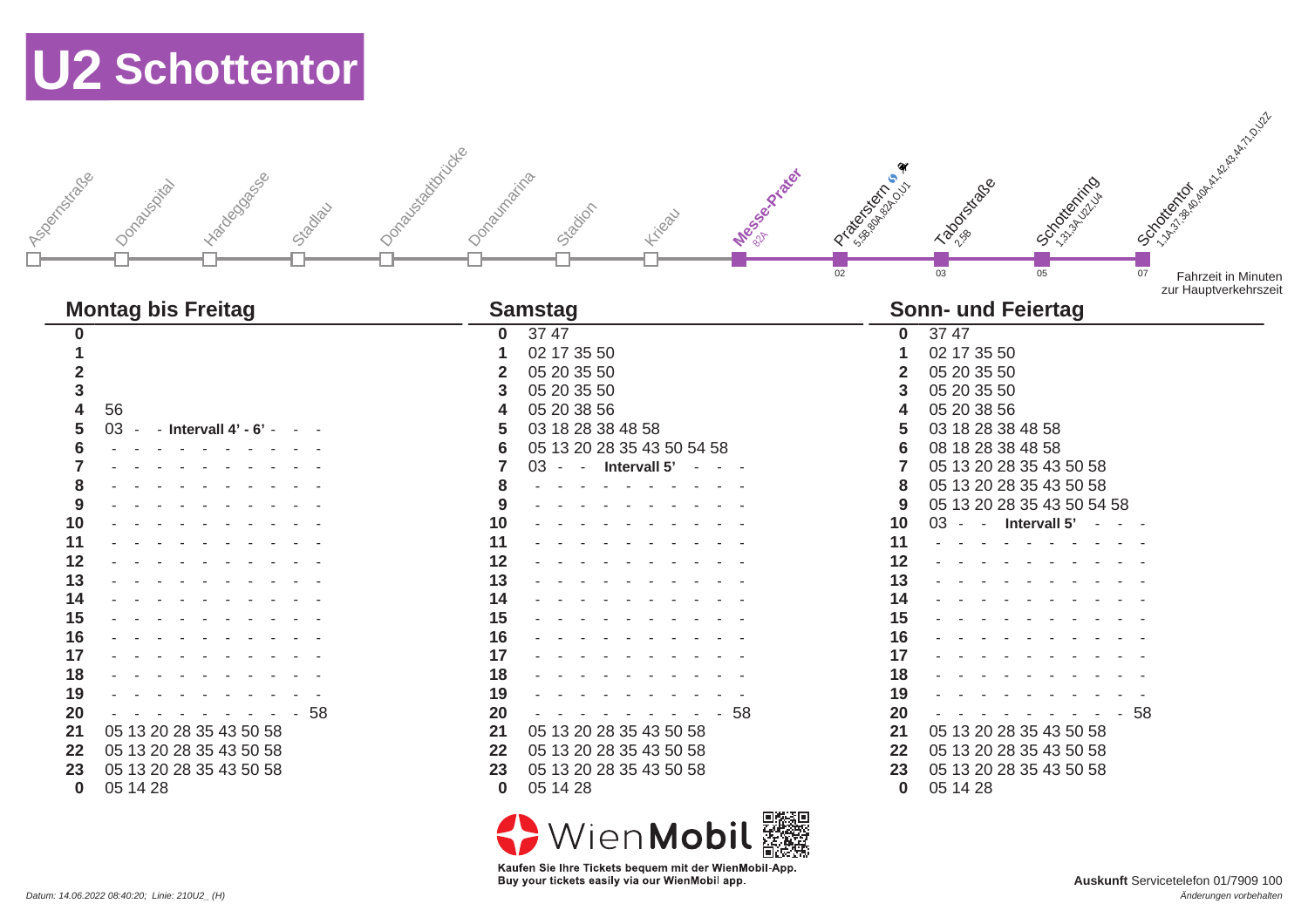# U2 Schottentor

Aspernstraße – Donauspital – Hardeggasse – Stadlau – Donaustadtbrücke – Donaumarina – Stadion – Krieau – **Messe-Prater** (82A) – Praterstern (5,5B,80A,82A,O,U1) 02 – Taborstraße (2,5B) 03 – Schottenring (1,31,3A,U2Z,U4) 05 – Schottentor (1,1A,37,38,40,40A,41,42,43,44,71,D,U2Z) 07

Fahrzeit in Minuten zur Hauptverkehrszeit

| | Montag bis Freitag | | Samstag | | Sonn- und Feiertag |
|---|---|---|---|---|---|
| **0** | | **0** | 37 47 | **0** | 37 47 |
| **1** | | **1** | 02 17 35 50 | **1** | 02 17 35 50 |
| **2** | | **2** | 05 20 35 50 | **2** | 05 20 35 50 |
| **3** | | **3** | 05 20 35 50 | **3** | 05 20 35 50 |
| **4** | 56 | **4** | 05 20 38 56 | **4** | 05 20 38 56 |
| **5** | 03 - - **Intervall 4' - 6'** - - - | **5** | 03 18 28 38 48 58 | **5** | 03 18 28 38 48 58 |
| **6** | - - - - - - - - - - - | **6** | 05 13 20 28 35 43 50 54 58 | **6** | 08 18 28 38 48 58 |
| **7** | - - - - - - - - - - - | **7** | 03 - - **Intervall 5'** - - - | **7** | 05 13 20 28 35 43 50 58 |
| **8** | - - - - - - - - - - - | **8** | - - - - - - - - - - - | **8** | 05 13 20 28 35 43 50 58 |
| **9** | - - - - - - - - - - - | **9** | - - - - - - - - - - - | **9** | 05 13 20 28 35 43 50 54 58 |
| **10** | - - - - - - - - - - - | **10** | - - - - - - - - - - - | **10** | 03 - - **Intervall 5'** - - - |
| **11** | - - - - - - - - - - - | **11** | - - - - - - - - - - - | **11** | - - - - - - - - - - - |
| **12** | - - - - - - - - - - - | **12** | - - - - - - - - - - - | **12** | - - - - - - - - - - - |
| **13** | - - - - - - - - - - - | **13** | - - - - - - - - - - - | **13** | - - - - - - - - - - - |
| **14** | - - - - - - - - - - - | **14** | - - - - - - - - - - - | **14** | - - - - - - - - - - - |
| **15** | - - - - - - - - - - - | **15** | - - - - - - - - - - - | **15** | - - - - - - - - - - - |
| **16** | - - - - - - - - - - - | **16** | - - - - - - - - - - - | **16** | - - - - - - - - - - - |
| **17** | - - - - - - - - - - - | **17** | - - - - - - - - - - - | **17** | - - - - - - - - - - - |
| **18** | - - - - - - - - - - - | **18** | - - - - - - - - - - - | **18** | - - - - - - - - - - - |
| **19** | - - - - - - - - - - - | **19** | - - - - - - - - - - - | **19** | - - - - - - - - - - - |
| **20** | - - - - - - - - - - - 58 | **20** | - - - - - - - - - - - 58 | **20** | - - - - - - - - - - - 58 |
| **21** | 05 13 20 28 35 43 50 58 | **21** | 05 13 20 28 35 43 50 58 | **21** | 05 13 20 28 35 43 50 58 |
| **22** | 05 13 20 28 35 43 50 58 | **22** | 05 13 20 28 35 43 50 58 | **22** | 05 13 20 28 35 43 50 58 |
| **23** | 05 13 20 28 35 43 50 58 | **23** | 05 13 20 28 35 43 50 58 | **23** | 05 13 20 28 35 43 50 58 |
| **0** | 05 14 28 | **0** | 05 14 28 | **0** | 05 14 28 |

WienMobil

Kaufen Sie Ihre Tickets bequem mit der WienMobil-App.
Buy your tickets easily via our WienMobil app.

*Datum: 14.06.2022 08:40:20; Linie: 210U2_ (H)*

**Auskunft** Servicetelefon 01/7909 100

*Änderungen vorbehalten*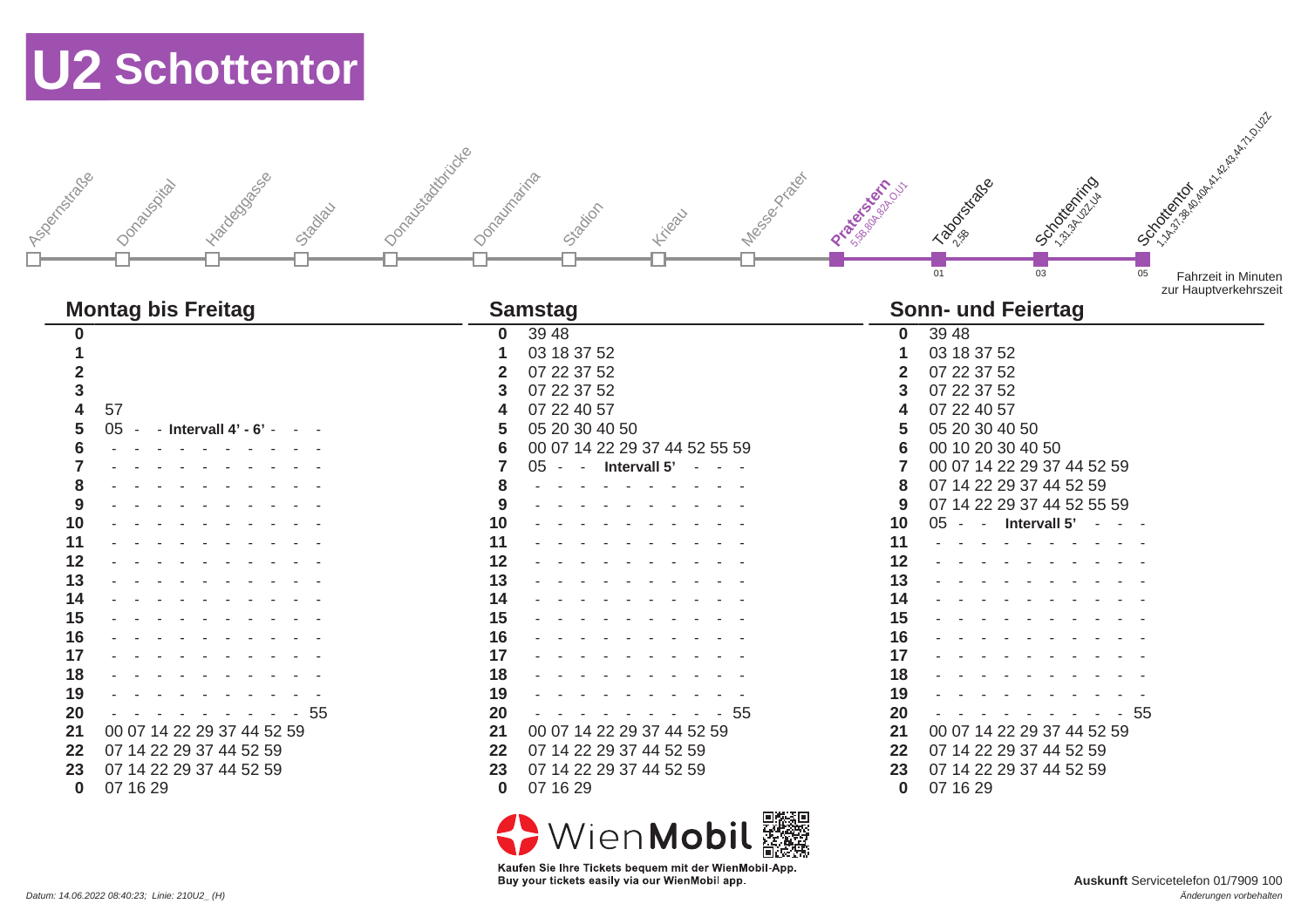# U2 Schottentor

Aspernstraße – Donauspital – Hardeggasse – Stadlau – Donaustadtbrücke – Donaumarina – Stadion – Krieau – Messe-Prater – **Praterstern** (5,5B,80A,82A,O,U1) – Taborstraße (2,5B) 01 – Schottenring (1,3,3A,U2Z,U4) 03 – Schottentor (1,1A,37,38,40,40A,41,42,43,44,71,D,U2Z) 05

Fahrzeit in Minuten zur Hauptverkehrszeit

| Montag bis Freitag | | Samstag | | Sonn- und Feiertag | |
|---|---|---|---|---|---|
| **0** | | **0** | 39 48 | **0** | 39 48 |
| **1** | | **1** | 03 18 37 52 | **1** | 03 18 37 52 |
| **2** | | **2** | 07 22 37 52 | **2** | 07 22 37 52 |
| **3** | | **3** | 07 22 37 52 | **3** | 07 22 37 52 |
| **4** | 57 | **4** | 07 22 40 57 | **4** | 07 22 40 57 |
| **5** | 05 - - **Intervall 4' - 6'** - - - | **5** | 05 20 30 40 50 | **5** | 05 20 30 40 50 |
| **6** | - - - - - - - - - - - | **6** | 00 07 14 22 29 37 44 52 55 59 | **6** | 00 10 20 30 40 50 |
| **7** | - - - - - - - - - - - | **7** | 05 - - **Intervall 5'** - - - | **7** | 00 07 14 22 29 37 44 52 59 |
| **8** | - - - - - - - - - - - | **8** | - - - - - - - - - - - | **8** | 07 14 22 29 37 44 52 59 |
| **9** | - - - - - - - - - - - | **9** | - - - - - - - - - - - | **9** | 07 14 22 29 37 44 52 55 59 |
| **10** | - - - - - - - - - - - | **10** | - - - - - - - - - - - | **10** | 05 - - **Intervall 5'** - - - |
| **11** | - - - - - - - - - - - | **11** | - - - - - - - - - - - | **11** | - - - - - - - - - - - |
| **12** | - - - - - - - - - - - | **12** | - - - - - - - - - - - | **12** | - - - - - - - - - - - |
| **13** | - - - - - - - - - - - | **13** | - - - - - - - - - - - | **13** | - - - - - - - - - - - |
| **14** | - - - - - - - - - - - | **14** | - - - - - - - - - - - | **14** | - - - - - - - - - - - |
| **15** | - - - - - - - - - - - | **15** | - - - - - - - - - - - | **15** | - - - - - - - - - - - |
| **16** | - - - - - - - - - - - | **16** | - - - - - - - - - - - | **16** | - - - - - - - - - - - |
| **17** | - - - - - - - - - - - | **17** | - - - - - - - - - - - | **17** | - - - - - - - - - - - |
| **18** | - - - - - - - - - - - | **18** | - - - - - - - - - - - | **18** | - - - - - - - - - - - |
| **19** | - - - - - - - - - - - | **19** | - - - - - - - - - - - | **19** | - - - - - - - - - - - |
| **20** | - - - - - - - - - - 55 | **20** | - - - - - - - - - - 55 | **20** | - - - - - - - - - - 55 |
| **21** | 00 07 14 22 29 37 44 52 59 | **21** | 00 07 14 22 29 37 44 52 59 | **21** | 00 07 14 22 29 37 44 52 59 |
| **22** | 07 14 22 29 37 44 52 59 | **22** | 07 14 22 29 37 44 52 59 | **22** | 07 14 22 29 37 44 52 59 |
| **23** | 07 14 22 29 37 44 52 59 | **23** | 07 14 22 29 37 44 52 59 | **23** | 07 14 22 29 37 44 52 59 |
| **0** | 07 16 29 | **0** | 07 16 29 | **0** | 07 16 29 |

WienMobil

Kaufen Sie Ihre Tickets bequem mit der WienMobil-App.
Buy your tickets easily via our WienMobil app.

*Datum: 14.06.2022 08:40:23; Linie: 210U2_ (H)*

**Auskunft** Servicetelefon 01/7909 100

*Änderungen vorbehalten*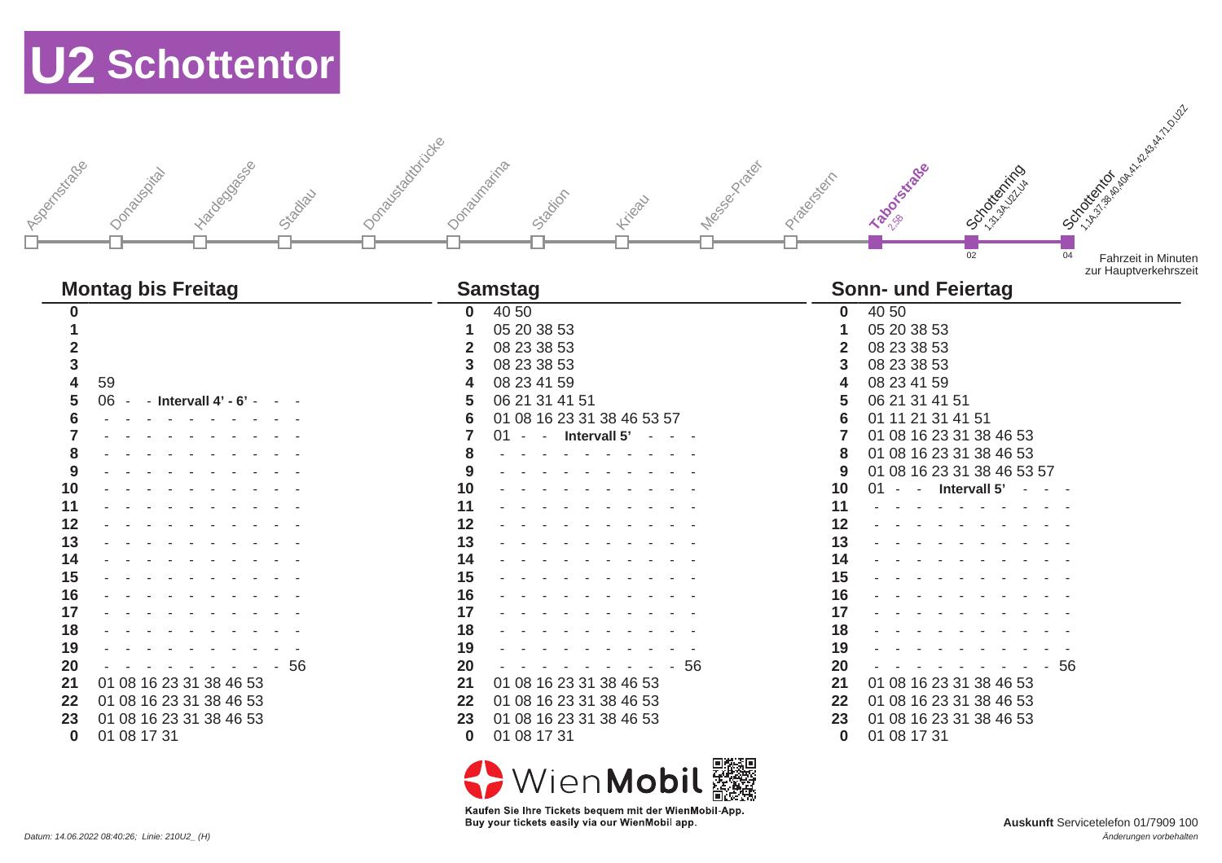# U2 Schottentor

Aspernstraße – Donauspital – Hardeggasse – Stadlau – Donaustadtbrücke – Donaumarina – Stadion – Krieau – Messe-Prater – Praterstern – **Taborstraße** (2,5B) – Schottenring (02) (1,31,3A,U2Z,U4) – Schottentor (04) (1,1A,37,38,40,40A,41,42,43,44,71,D,U2Z)

Fahrzeit in Minuten zur Hauptverkehrszeit

| | Montag bis Freitag | | Samstag | | Sonn- und Feiertag |
|---|---|---|---|---|---|
| **0** | | **0** | 40 50 | **0** | 40 50 |
| **1** | | **1** | 05 20 38 53 | **1** | 05 20 38 53 |
| **2** | | **2** | 08 23 38 53 | **2** | 08 23 38 53 |
| **3** | | **3** | 08 23 38 53 | **3** | 08 23 38 53 |
| **4** | 59 | **4** | 08 23 41 59 | **4** | 08 23 41 59 |
| **5** | 06 - - **Intervall 4' - 6'** - - - | **5** | 06 21 31 41 51 | **5** | 06 21 31 41 51 |
| **6** | - - - - - - - - - - | **6** | 01 08 16 23 31 38 46 53 57 | **6** | 01 11 21 31 41 51 |
| **7** | - - - - - - - - - - | **7** | 01 - - **Intervall 5'** - - - | **7** | 01 08 16 23 31 38 46 53 |
| **8** | - - - - - - - - - - | **8** | - - - - - - - - - - | **8** | 01 08 16 23 31 38 46 53 |
| **9** | - - - - - - - - - - | **9** | - - - - - - - - - - | **9** | 01 08 16 23 31 38 46 53 57 |
| **10** | - - - - - - - - - - | **10** | - - - - - - - - - - | **10** | 01 - - **Intervall 5'** - - - |
| **11** | - - - - - - - - - - | **11** | - - - - - - - - - - | **11** | - - - - - - - - - - |
| **12** | - - - - - - - - - - | **12** | - - - - - - - - - - | **12** | - - - - - - - - - - |
| **13** | - - - - - - - - - - | **13** | - - - - - - - - - - | **13** | - - - - - - - - - - |
| **14** | - - - - - - - - - - | **14** | - - - - - - - - - - | **14** | - - - - - - - - - - |
| **15** | - - - - - - - - - - | **15** | - - - - - - - - - - | **15** | - - - - - - - - - - |
| **16** | - - - - - - - - - - | **16** | - - - - - - - - - - | **16** | - - - - - - - - - - |
| **17** | - - - - - - - - - - | **17** | - - - - - - - - - - | **17** | - - - - - - - - - - |
| **18** | - - - - - - - - - - | **18** | - - - - - - - - - - | **18** | - - - - - - - - - - |
| **19** | - - - - - - - - - - | **19** | - - - - - - - - - - | **19** | - - - - - - - - - - |
| **20** | - - - - - - - - - - 56 | **20** | - - - - - - - - - - 56 | **20** | - - - - - - - - - - 56 |
| **21** | 01 08 16 23 31 38 46 53 | **21** | 01 08 16 23 31 38 46 53 | **21** | 01 08 16 23 31 38 46 53 |
| **22** | 01 08 16 23 31 38 46 53 | **22** | 01 08 16 23 31 38 46 53 | **22** | 01 08 16 23 31 38 46 53 |
| **23** | 01 08 16 23 31 38 46 53 | **23** | 01 08 16 23 31 38 46 53 | **23** | 01 08 16 23 31 38 46 53 |
| **0** | 01 08 17 31 | **0** | 01 08 17 31 | **0** | 01 08 17 31 |

WienMobil

Kaufen Sie Ihre Tickets bequem mit der WienMobil-App.
Buy your tickets easily via our WienMobil app.

*Datum: 14.06.2022 08:40:26; Linie: 210U2_ (H)*

**Auskunft** Servicetelefon 01/7909 100

*Änderungen vorbehalten*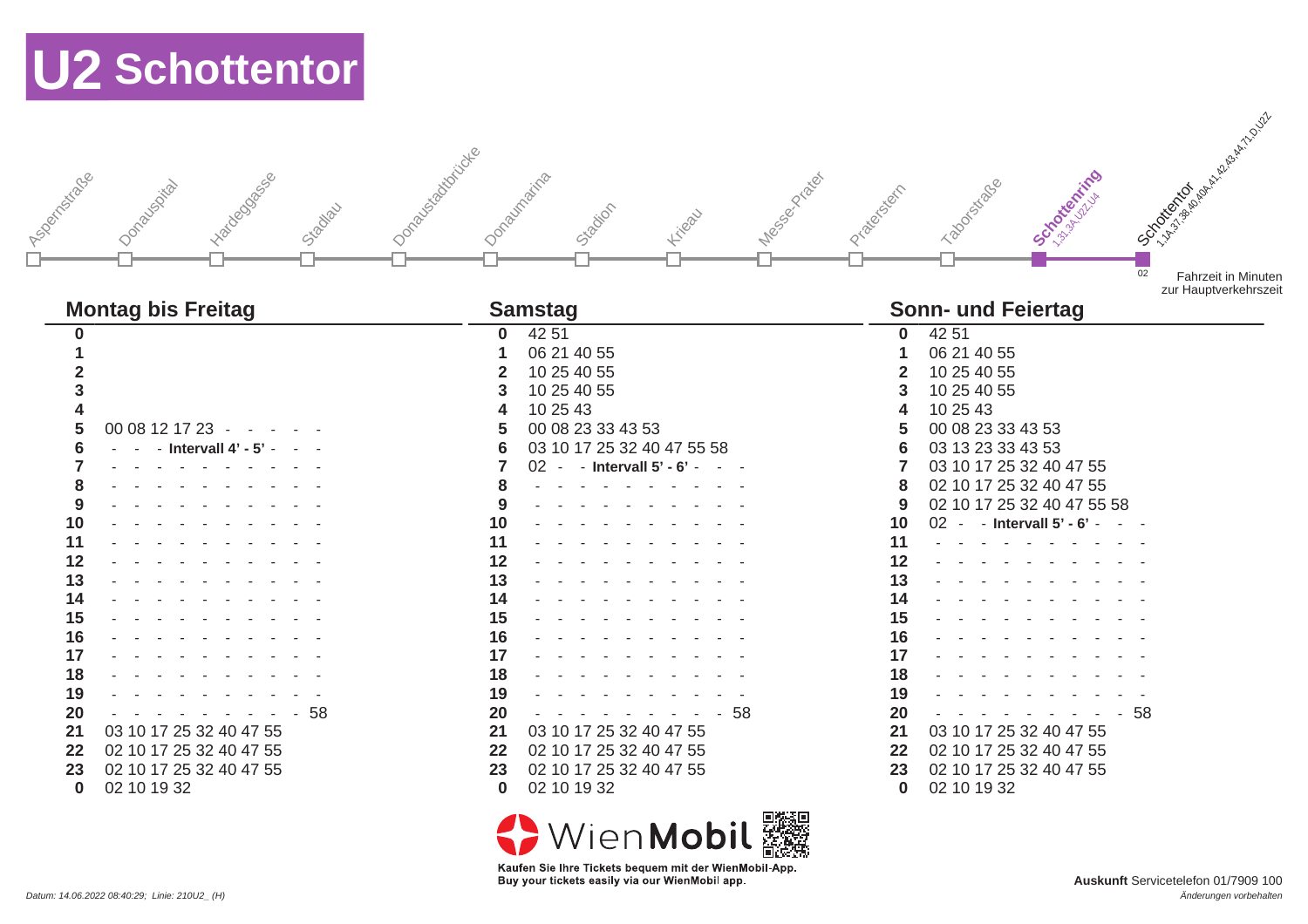# U2 Schottentor

Aspernstraße – Donauspital – Hardeggasse – Stadlau – Donaustadtbrücke – Donaumarina – Stadion – Krieau – Messe-Prater – Praterstern – Taborstraße – **Schottenring** (1,31,3A,U2Z,U4) – **Schottentor** (1,1A,37,38,40,40A,41,42,43,44,71,D,U2Z)

02

Fahrzeit in Minuten zur Hauptverkehrszeit

| | Montag bis Freitag | | Samstag | | Sonn- und Feiertag |
|---|---|---|---|---|---|
| **0** | | **0** | 42 51 | **0** | 42 51 |
| **1** | | **1** | 06 21 40 55 | **1** | 06 21 40 55 |
| **2** | | **2** | 10 25 40 55 | **2** | 10 25 40 55 |
| **3** | | **3** | 10 25 40 55 | **3** | 10 25 40 55 |
| **4** | | **4** | 10 25 43 | **4** | 10 25 43 |
| **5** | 00 08 12 17 23 - - - - - | **5** | 00 08 23 33 43 53 | **5** | 00 08 23 33 43 53 |
| **6** | - - - **Intervall 4' - 5'** - - - | **6** | 03 10 17 25 32 40 47 55 58 | **6** | 03 13 23 33 43 53 |
| **7** | - - - - - - - - - - - | **7** | 02 - - **Intervall 5' - 6'** - - - | **7** | 03 10 17 25 32 40 47 55 |
| **8** | - - - - - - - - - - - | **8** | - - - - - - - - - - - | **8** | 02 10 17 25 32 40 47 55 |
| **9** | - - - - - - - - - - - | **9** | - - - - - - - - - - - | **9** | 02 10 17 25 32 40 47 55 58 |
| **10** | - - - - - - - - - - - | **10** | - - - - - - - - - - - | **10** | 02 - - **Intervall 5' - 6'** - - - |
| **11** | - - - - - - - - - - - | **11** | - - - - - - - - - - - | **11** | - - - - - - - - - - - |
| **12** | - - - - - - - - - - - | **12** | - - - - - - - - - - - | **12** | - - - - - - - - - - - |
| **13** | - - - - - - - - - - - | **13** | - - - - - - - - - - - | **13** | - - - - - - - - - - - |
| **14** | - - - - - - - - - - - | **14** | - - - - - - - - - - - | **14** | - - - - - - - - - - - |
| **15** | - - - - - - - - - - - | **15** | - - - - - - - - - - - | **15** | - - - - - - - - - - - |
| **16** | - - - - - - - - - - - | **16** | - - - - - - - - - - - | **16** | - - - - - - - - - - - |
| **17** | - - - - - - - - - - - | **17** | - - - - - - - - - - - | **17** | - - - - - - - - - - - |
| **18** | - - - - - - - - - - - | **18** | - - - - - - - - - - - | **18** | - - - - - - - - - - - |
| **19** | - - - - - - - - - - - | **19** | - - - - - - - - - - - | **19** | - - - - - - - - - - - |
| **20** | - - - - - - - - - - - 58 | **20** | - - - - - - - - - - - 58 | **20** | - - - - - - - - - - - 58 |
| **21** | 03 10 17 25 32 40 47 55 | **21** | 03 10 17 25 32 40 47 55 | **21** | 03 10 17 25 32 40 47 55 |
| **22** | 02 10 17 25 32 40 47 55 | **22** | 02 10 17 25 32 40 47 55 | **22** | 02 10 17 25 32 40 47 55 |
| **23** | 02 10 17 25 32 40 47 55 | **23** | 02 10 17 25 32 40 47 55 | **23** | 02 10 17 25 32 40 47 55 |
| **0** | 02 10 19 32 | **0** | 02 10 19 32 | **0** | 02 10 19 32 |

WienMobil

Kaufen Sie Ihre Tickets bequem mit der WienMobil-App.
Buy your tickets easily via our WienMobil app.

*Datum: 14.06.2022 08:40:29; Linie: 210U2_ (H)*

**Auskunft** Servicetelefon 01/7909 100

*Änderungen vorbehalten*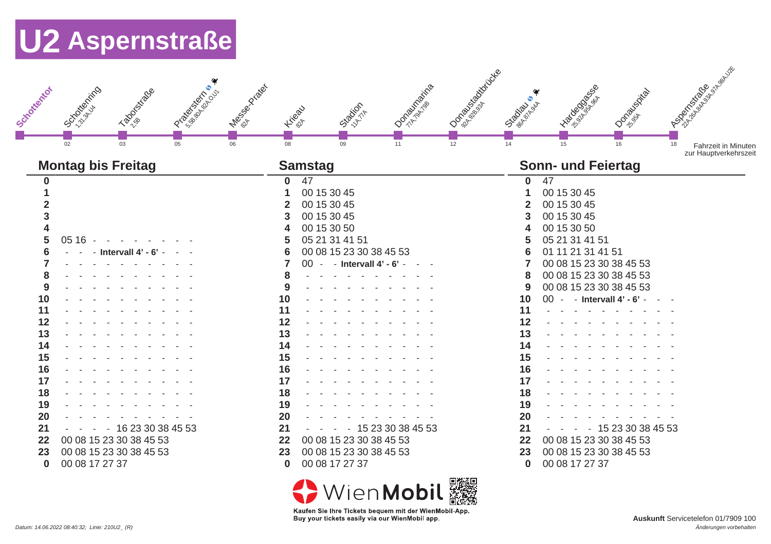# U2 Aspernstraße

| Station | Umstieg | Fahrzeit |
|---|---|---|
| Schottentor | | |
| Schottenring | 1,31,3A,U4 | 02 |
| Taborstraße | 2,5B | 03 |
| Praterstern | 5,5B,80A,82A,O,U1 | 05 |
| Messe-Prater | 82A | 06 |
| Krieau | 82A | 08 |
| Stadion | 11A,77A | 09 |
| Donaumarina | 77A,79A,79B | 11 |
| Donaustadtbrücke | 92A,92B,93A | 12 |
| Stadlau | 86A,87A,94A | 14 |
| Hardeggasse | 25,92A,95A,96A | 15 |
| Donauspital | 25,95A | 16 |
| Aspernstraße | 22A,26A,84A,93A,97A,98A,U2E | 18 |

Fahrzeit in Minuten zur Hauptverkehrszeit

| Stunde | Montag bis Freitag | Samstag | Sonn- und Feiertag |
|---|---|---|---|
| 0 | | 47 | 47 |
| 1 | | 00 15 30 45 | 00 15 30 45 |
| 2 | | 00 15 30 45 | 00 15 30 45 |
| 3 | | 00 15 30 45 | 00 15 30 45 |
| 4 | | 00 15 30 50 | 00 15 30 50 |
| 5 | 05 16 - - - - - - - - - | 05 21 31 41 51 | 05 21 31 41 51 |
| 6 | - - - Intervall 4' - 6' - - - | 00 08 15 23 30 38 45 53 | 01 11 21 31 41 51 |
| 7 | - - - - - - - - - - - | 00 - - Intervall 4' - 6' - - - | 00 08 15 23 30 38 45 53 |
| 8 | - - - - - - - - - - - | - - - - - - - - - - - | 00 08 15 23 30 38 45 53 |
| 9 | - - - - - - - - - - - | - - - - - - - - - - - | 00 08 15 23 30 38 45 53 |
| 10 | - - - - - - - - - - - | - - - - - - - - - - - | 00 - - Intervall 4' - 6' - - - |
| 11 | - - - - - - - - - - - | - - - - - - - - - - - | - - - - - - - - - - - |
| 12 | - - - - - - - - - - - | - - - - - - - - - - - | - - - - - - - - - - - |
| 13 | - - - - - - - - - - - | - - - - - - - - - - - | - - - - - - - - - - - |
| 14 | - - - - - - - - - - - | - - - - - - - - - - - | - - - - - - - - - - - |
| 15 | - - - - - - - - - - - | - - - - - - - - - - - | - - - - - - - - - - - |
| 16 | - - - - - - - - - - - | - - - - - - - - - - - | - - - - - - - - - - - |
| 17 | - - - - - - - - - - - | - - - - - - - - - - - | - - - - - - - - - - - |
| 18 | - - - - - - - - - - - | - - - - - - - - - - - | - - - - - - - - - - - |
| 19 | - - - - - - - - - - - | - - - - - - - - - - - | - - - - - - - - - - - |
| 20 | - - - - - - - - - - - | - - - - - - - - - - - | - - - - - - - - - - - |
| 21 | - - - - 16 23 30 38 45 53 | - - - - 15 23 30 38 45 53 | - - - - 15 23 30 38 45 53 |
| 22 | 00 08 15 23 30 38 45 53 | 00 08 15 23 30 38 45 53 | 00 08 15 23 30 38 45 53 |
| 23 | 00 08 15 23 30 38 45 53 | 00 08 15 23 30 38 45 53 | 00 08 15 23 30 38 45 53 |
| 0 | 00 08 17 27 37 | 00 08 17 27 37 | 00 08 17 27 37 |

WienMobil

Kaufen Sie Ihre Tickets bequem mit der WienMobil-App.
Buy your tickets easily via our WienMobil app.

*Datum: 14.06.2022 08:40:32; Linie: 210U2_ (R)*

**Auskunft** Servicetelefon 01/7909 100

*Änderungen vorbehalten*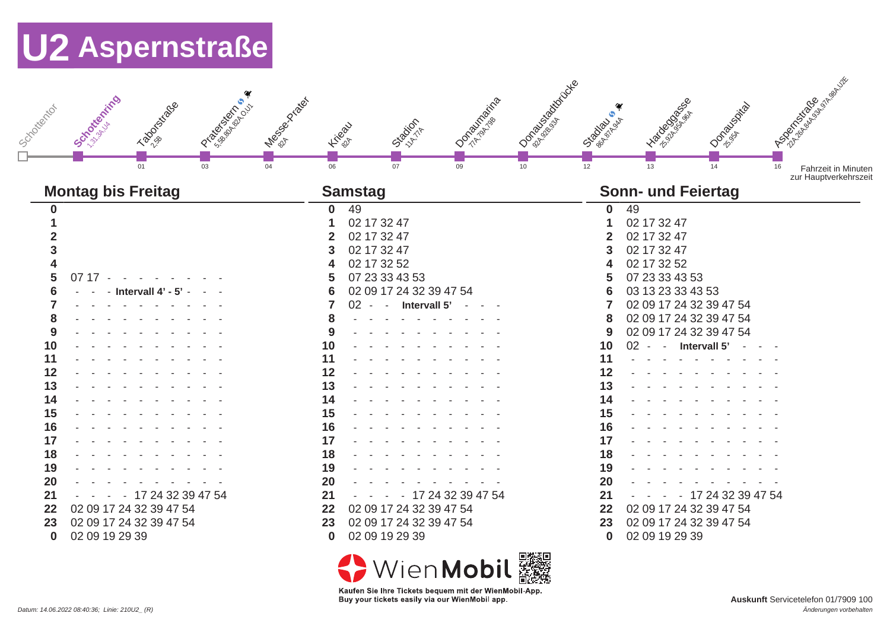# U2 Aspernstraße

| Station | Umstieg | Fahrzeit |
|---|---|---|
| Schottentor | | |
| Schottenring | 1,31,3A,U4 | |
| Taborstraße | 2,5B | 01 |
| Praterstern | 5,5B,80A,82A,O,U1 | 03 |
| Messe-Prater | 82A | 04 |
| Krieau | 82A | 06 |
| Stadion | 11A,77A | 07 |
| Donaumarina | 77A,79A,79B | 09 |
| Donaustadtbrücke | 92A,92B,93A | 10 |
| Stadlau | 86A,87A,94A | 12 |
| Hardeggasse | 25,92A,95A,96A | 13 |
| Donauspital | 25,95A | 14 |
| Aspernstraße | 22A,26A,84A,93A,97A,98A,U2E | 16 |

Fahrzeit in Minuten zur Hauptverkehrszeit

| Stunde | Montag bis Freitag | Samstag | Sonn- und Feiertag |
|---|---|---|---|
| 0 | | 49 | 49 |
| 1 | | 02 17 32 47 | 02 17 32 47 |
| 2 | | 02 17 32 47 | 02 17 32 47 |
| 3 | | 02 17 32 47 | 02 17 32 47 |
| 4 | | 02 17 32 52 | 02 17 32 52 |
| 5 | 07 17 - - - - - - - - - | 07 23 33 43 53 | 07 23 33 43 53 |
| 6 | - - - **Intervall 4' - 5'** - - - | 02 09 17 24 32 39 47 54 | 03 13 23 33 43 53 |
| 7 | - - - - - - - - - - - | 02 - - **Intervall 5'** - - - | 02 09 17 24 32 39 47 54 |
| 8 | - - - - - - - - - - - | - - - - - - - - - - - | 02 09 17 24 32 39 47 54 |
| 9 | - - - - - - - - - - - | - - - - - - - - - - - | 02 09 17 24 32 39 47 54 |
| 10 | - - - - - - - - - - - | - - - - - - - - - - - | 02 - - **Intervall 5'** - - - |
| 11 | - - - - - - - - - - - | - - - - - - - - - - - | - - - - - - - - - - - |
| 12 | - - - - - - - - - - - | - - - - - - - - - - - | - - - - - - - - - - - |
| 13 | - - - - - - - - - - - | - - - - - - - - - - - | - - - - - - - - - - - |
| 14 | - - - - - - - - - - - | - - - - - - - - - - - | - - - - - - - - - - - |
| 15 | - - - - - - - - - - - | - - - - - - - - - - - | - - - - - - - - - - - |
| 16 | - - - - - - - - - - - | - - - - - - - - - - - | - - - - - - - - - - - |
| 17 | - - - - - - - - - - - | - - - - - - - - - - - | - - - - - - - - - - - |
| 18 | - - - - - - - - - - - | - - - - - - - - - - - | - - - - - - - - - - - |
| 19 | - - - - - - - - - - - | - - - - - - - - - - - | - - - - - - - - - - - |
| 20 | - - - - - - - - - - - | - - - - - - - - - - - | - - - - - - - - - - - |
| 21 | - - - - - 17 24 32 39 47 54 | - - - - - 17 24 32 39 47 54 | - - - - - 17 24 32 39 47 54 |
| 22 | 02 09 17 24 32 39 47 54 | 02 09 17 24 32 39 47 54 | 02 09 17 24 32 39 47 54 |
| 23 | 02 09 17 24 32 39 47 54 | 02 09 17 24 32 39 47 54 | 02 09 17 24 32 39 47 54 |
| 0 | 02 09 19 29 39 | 02 09 19 29 39 | 02 09 19 29 39 |

WienMobil

Kaufen Sie Ihre Tickets bequem mit der WienMobil-App.
Buy your tickets easily via our WienMobil app.

*Datum: 14.06.2022 08:40:36; Linie: 210U2_ (R)*

**Auskunft** Servicetelefon 01/7909 100

*Änderungen vorbehalten*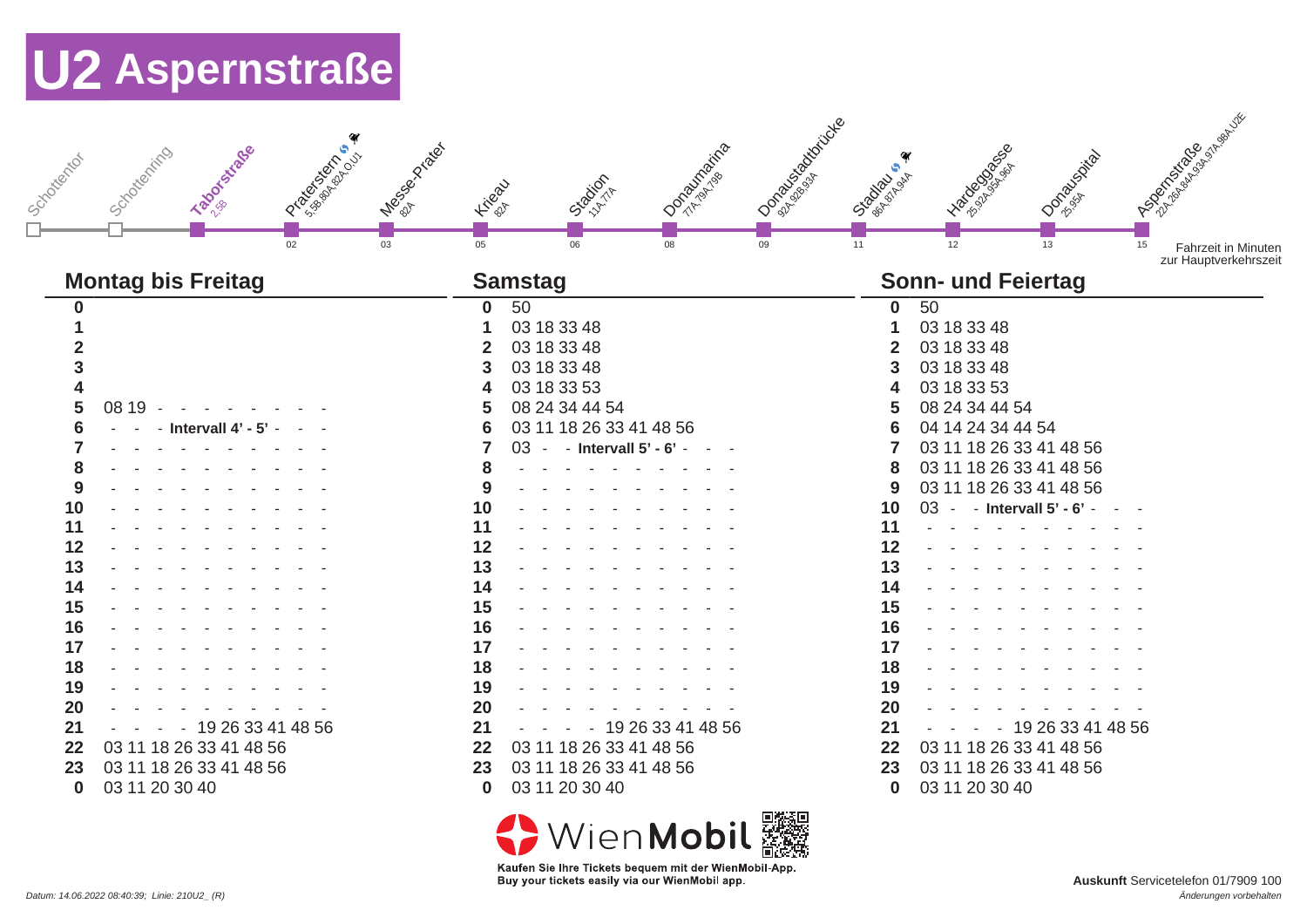# U2 Aspernstraße

| Haltestelle | Umsteigen | Fahrzeit |
|---|---|---|
| Schottentor | | |
| Schottenring | | |
| Taborstraße | 2,5B | |
| Praterstern | 5,5B,80A,82A,O,U1 | 02 |
| Messe-Prater | 82A | 03 |
| Krieau | 82A | 05 |
| Stadion | 11A,77A | 06 |
| Donaumarina | 77A,79A,79B | 08 |
| Donaustadtbrücke | 92A,92B,93A | 09 |
| Stadlau | 86A,87A,94A | 11 |
| Hardeggasse | 25,92A,95A,96A | 12 |
| Donauspital | 25,95A | 13 |
| Aspernstraße | 22A,26A,84A,93A,97A,98A,U2E | 15 |

Fahrzeit in Minuten zur Hauptverkehrszeit

| Stunde | Montag bis Freitag | Samstag | Sonn- und Feiertag |
|---|---|---|---|
| 0 | | 50 | 50 |
| 1 | | 03 18 33 48 | 03 18 33 48 |
| 2 | | 03 18 33 48 | 03 18 33 48 |
| 3 | | 03 18 33 48 | 03 18 33 48 |
| 4 | | 03 18 33 53 | 03 18 33 53 |
| 5 | 08 19 - - - - - - - - - | 08 24 34 44 54 | 08 24 34 44 54 |
| 6 | - - - **Intervall 4' - 5'** - - - | 03 11 18 26 33 41 48 56 | 04 14 24 34 44 54 |
| 7 | - - - - - - - - - - | 03 - - **Intervall 5' - 6'** - - - | 03 11 18 26 33 41 48 56 |
| 8 | - - - - - - - - - - | - - - - - - - - - - | 03 11 18 26 33 41 48 56 |
| 9 | - - - - - - - - - - | - - - - - - - - - - | 03 11 18 26 33 41 48 56 |
| 10 | - - - - - - - - - - | - - - - - - - - - - | 03 - - **Intervall 5' - 6'** - - - |
| 11 | - - - - - - - - - - | - - - - - - - - - - | - - - - - - - - - - |
| 12 | - - - - - - - - - - | - - - - - - - - - - | - - - - - - - - - - |
| 13 | - - - - - - - - - - | - - - - - - - - - - | - - - - - - - - - - |
| 14 | - - - - - - - - - - | - - - - - - - - - - | - - - - - - - - - - |
| 15 | - - - - - - - - - - | - - - - - - - - - - | - - - - - - - - - - |
| 16 | - - - - - - - - - - | - - - - - - - - - - | - - - - - - - - - - |
| 17 | - - - - - - - - - - | - - - - - - - - - - | - - - - - - - - - - |
| 18 | - - - - - - - - - - | - - - - - - - - - - | - - - - - - - - - - |
| 19 | - - - - - - - - - - | - - - - - - - - - - | - - - - - - - - - - |
| 20 | - - - - - - - - - - | - - - - - - - - - - | - - - - - - - - - - |
| 21 | - - - - - 19 26 33 41 48 56 | - - - - - 19 26 33 41 48 56 | - - - - - 19 26 33 41 48 56 |
| 22 | 03 11 18 26 33 41 48 56 | 03 11 18 26 33 41 48 56 | 03 11 18 26 33 41 48 56 |
| 23 | 03 11 18 26 33 41 48 56 | 03 11 18 26 33 41 48 56 | 03 11 18 26 33 41 48 56 |
| 0 | 03 11 20 30 40 | 03 11 20 30 40 | 03 11 20 30 40 |

WienMobil

**Kaufen Sie Ihre Tickets bequem mit der WienMobil-App.**
**Buy your tickets easily via our WienMobil app.**

**Auskunft** Servicetelefon 01/7909 100

*Änderungen vorbehalten*

*Datum: 14.06.2022 08:40:39; Linie: 210U2_ (R)*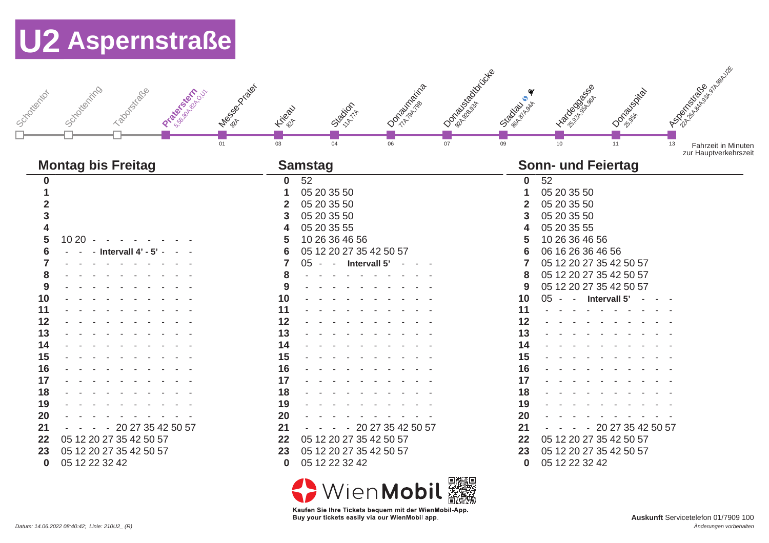# U2 Aspernstraße

| Station | Fahrzeit in Minuten zur Hauptverkehrszeit | Umstieg |
|---|---|---|
| Schottentor | | |
| Schottenring | | |
| Taborstraße | | |
| Praterstern | | 5,5B,80A,82A,O,U1 |
| Messe-Prater | 01 | 82A |
| Krieau | 03 | 82A |
| Stadion | 04 | 11A,77A |
| Donaumarina | 06 | 77A,79A,79B |
| Donaustadtbrücke | 07 | 92A,92B,93A |
| Stadlau | 09 | 86A,87A,94A |
| Hardeggasse | 10 | 25,92A,95A,96A |
| Donauspital | 11 | 25,95A |
| Aspernstraße | 13 | 22A,26A,84A,93A,97A,98A,U2E |

## Montag bis Freitag

| Stunde | Minuten |
|---|---|
| 0 | |
| 1 | |
| 2 | |
| 3 | |
| 4 | |
| 5 | 10 20 - - - - - - - - - |
| 6 | - - - **Intervall 4' - 5'** - - - |
| 7 | - - - - - - - - - - - |
| 8 | - - - - - - - - - - - |
| 9 | - - - - - - - - - - - |
| 10 | - - - - - - - - - - - |
| 11 | - - - - - - - - - - - |
| 12 | - - - - - - - - - - - |
| 13 | - - - - - - - - - - - |
| 14 | - - - - - - - - - - - |
| 15 | - - - - - - - - - - - |
| 16 | - - - - - - - - - - - |
| 17 | - - - - - - - - - - - |
| 18 | - - - - - - - - - - - |
| 19 | - - - - - - - - - - - |
| 20 | - - - - - - - - - - - |
| 21 | - - - - 20 27 35 42 50 57 |
| 22 | 05 12 20 27 35 42 50 57 |
| 23 | 05 12 20 27 35 42 50 57 |
| 0 | 05 12 22 32 42 |

## Samstag

| Stunde | Minuten |
|---|---|
| 0 | 52 |
| 1 | 05 20 35 50 |
| 2 | 05 20 35 50 |
| 3 | 05 20 35 50 |
| 4 | 05 20 35 55 |
| 5 | 10 26 36 46 56 |
| 6 | 05 12 20 27 35 42 50 57 |
| 7 | 05 - - **Intervall 5'** - - - |
| 8 | - - - - - - - - - - - |
| 9 | - - - - - - - - - - - |
| 10 | - - - - - - - - - - - |
| 11 | - - - - - - - - - - - |
| 12 | - - - - - - - - - - - |
| 13 | - - - - - - - - - - - |
| 14 | - - - - - - - - - - - |
| 15 | - - - - - - - - - - - |
| 16 | - - - - - - - - - - - |
| 17 | - - - - - - - - - - - |
| 18 | - - - - - - - - - - - |
| 19 | - - - - - - - - - - - |
| 20 | - - - - - - - - - - - |
| 21 | - - - - 20 27 35 42 50 57 |
| 22 | 05 12 20 27 35 42 50 57 |
| 23 | 05 12 20 27 35 42 50 57 |
| 0 | 05 12 22 32 42 |

## Sonn- und Feiertag

| Stunde | Minuten |
|---|---|
| 0 | 52 |
| 1 | 05 20 35 50 |
| 2 | 05 20 35 50 |
| 3 | 05 20 35 50 |
| 4 | 05 20 35 55 |
| 5 | 10 26 36 46 56 |
| 6 | 06 16 26 36 46 56 |
| 7 | 05 12 20 27 35 42 50 57 |
| 8 | 05 12 20 27 35 42 50 57 |
| 9 | 05 12 20 27 35 42 50 57 |
| 10 | 05 - - **Intervall 5'** - - - |
| 11 | - - - - - - - - - - - |
| 12 | - - - - - - - - - - - |
| 13 | - - - - - - - - - - - |
| 14 | - - - - - - - - - - - |
| 15 | - - - - - - - - - - - |
| 16 | - - - - - - - - - - - |
| 17 | - - - - - - - - - - - |
| 18 | - - - - - - - - - - - |
| 19 | - - - - - - - - - - - |
| 20 | - - - - - - - - - - - |
| 21 | - - - - 20 27 35 42 50 57 |
| 22 | 05 12 20 27 35 42 50 57 |
| 23 | 05 12 20 27 35 42 50 57 |
| 0 | 05 12 22 32 42 |

WienMobil

**Kaufen Sie Ihre Tickets bequem mit der WienMobil-App.**
**Buy your tickets easily via our WienMobil app.**

*Datum: 14.06.2022 08:40:42; Linie: 210U2_ (R)*

**Auskunft** Servicetelefon 01/7909 100

*Änderungen vorbehalten*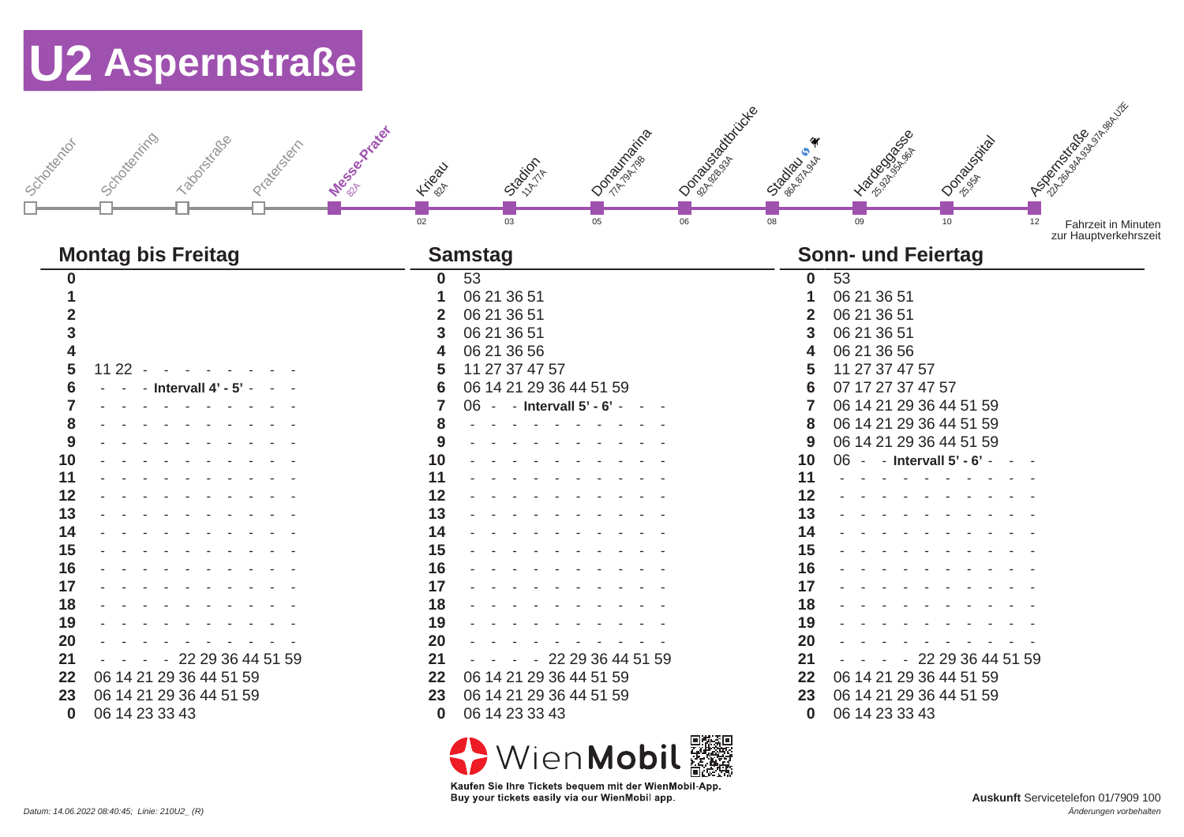# U2 Aspernstraße

| Schottentor | Schottenring | Taborstraße | Praterstern | Messe-Prater | Krieau | Stadion | Donaumarina | Donaustadtbrücke | Stadlau | Hardeggasse | Donauspital | Aspernstraße |
|---|---|---|---|---|---|---|---|---|---|---|---|---|
| | | | | 82A | 82A | 11A,77A | 77A,79A,79B | 92A,92B,93A | 86A,87A,94A | 25,92A,95A,96A | 25,95A | 22A,26A,84A,93A,97A,98A,U2E |
| | | | | | 02 | 03 | 05 | 06 | 08 | 09 | 10 | 12 |

Fahrzeit in Minuten zur Hauptverkehrszeit

| | Montag bis Freitag | Samstag | Sonn- und Feiertag |
|---|---|---|---|
| 0 | | 53 | 53 |
| 1 | | 06 21 36 51 | 06 21 36 51 |
| 2 | | 06 21 36 51 | 06 21 36 51 |
| 3 | | 06 21 36 51 | 06 21 36 51 |
| 4 | | 06 21 36 56 | 06 21 36 56 |
| 5 | 11 22 - - - - - - - - - | 11 27 37 47 57 | 11 27 37 47 57 |
| 6 | - - - **Intervall 4' - 5'** - - - | 06 14 21 29 36 44 51 59 | 07 17 27 37 47 57 |
| 7 | - - - - - - - - - - | 06 - - **Intervall 5' - 6'** - - - | 06 14 21 29 36 44 51 59 |
| 8 | - - - - - - - - - - | - - - - - - - - - - | 06 14 21 29 36 44 51 59 |
| 9 | - - - - - - - - - - | - - - - - - - - - - | 06 14 21 29 36 44 51 59 |
| 10 | - - - - - - - - - - | - - - - - - - - - - | 06 - - **Intervall 5' - 6'** - - - |
| 11 | - - - - - - - - - - | - - - - - - - - - - | - - - - - - - - - - |
| 12 | - - - - - - - - - - | - - - - - - - - - - | - - - - - - - - - - |
| 13 | - - - - - - - - - - | - - - - - - - - - - | - - - - - - - - - - |
| 14 | - - - - - - - - - - | - - - - - - - - - - | - - - - - - - - - - |
| 15 | - - - - - - - - - - | - - - - - - - - - - | - - - - - - - - - - |
| 16 | - - - - - - - - - - | - - - - - - - - - - | - - - - - - - - - - |
| 17 | - - - - - - - - - - | - - - - - - - - - - | - - - - - - - - - - |
| 18 | - - - - - - - - - - | - - - - - - - - - - | - - - - - - - - - - |
| 19 | - - - - - - - - - - | - - - - - - - - - - | - - - - - - - - - - |
| 20 | - - - - - - - - - - | - - - - - - - - - - | - - - - - - - - - - |
| 21 | - - - - - 22 29 36 44 51 59 | - - - - - 22 29 36 44 51 59 | - - - - - 22 29 36 44 51 59 |
| 22 | 06 14 21 29 36 44 51 59 | 06 14 21 29 36 44 51 59 | 06 14 21 29 36 44 51 59 |
| 23 | 06 14 21 29 36 44 51 59 | 06 14 21 29 36 44 51 59 | 06 14 21 29 36 44 51 59 |
| 0 | 06 14 23 33 43 | 06 14 23 33 43 | 06 14 23 33 43 |

WienMobil

Kaufen Sie Ihre Tickets bequem mit der WienMobil-App.
Buy your tickets easily via our WienMobil app.

*Datum: 14.06.2022 08:40:45; Linie: 210U2_ (R)*

**Auskunft** Servicetelefon 01/7909 100

*Änderungen vorbehalten*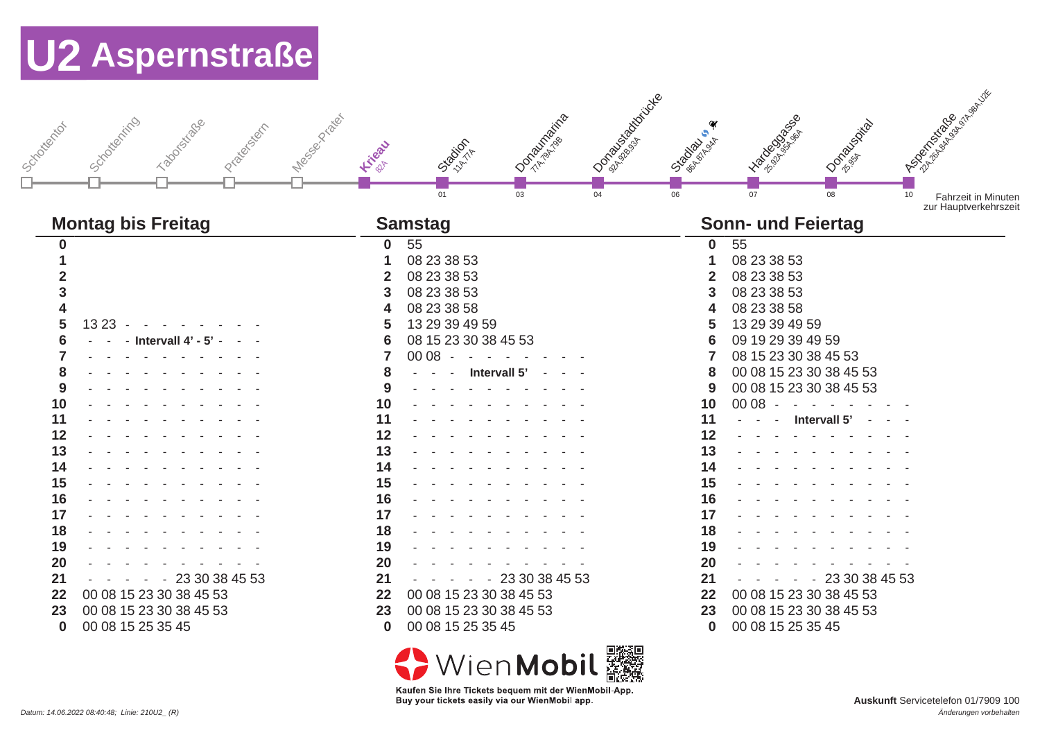# U2 Aspernstraße

| Haltestelle | Umsteigen | Fahrzeit |
|---|---|---|
| Schottentor | | |
| Schottenring | | |
| Taborstraße | | |
| Praterstern | | |
| Messe-Prater | | |
| Krieau | 82A | |
| Stadion | 11A,77A | 01 |
| Donaumarina | 77A,79A,79B | 03 |
| Donaustadtbrücke | 92A,92B,93A | 04 |
| Stadlau | 86A,87A,94A | 06 |
| Hardeggasse | 25,92A,95A,96A | 07 |
| Donauspital | 25,95A | 08 |
| Aspernstraße | 22A,26A,84A,93A,97A,98A,U2E | 10 |

Fahrzeit in Minuten zur Hauptverkehrszeit

| Stunde | Montag bis Freitag | Samstag | Sonn- und Feiertag |
|---|---|---|---|
| 0 | | 55 | 55 |
| 1 | | 08 23 38 53 | 08 23 38 53 |
| 2 | | 08 23 38 53 | 08 23 38 53 |
| 3 | | 08 23 38 53 | 08 23 38 53 |
| 4 | | 08 23 38 58 | 08 23 38 58 |
| 5 | 13 23 - - - - - - - - - - | 13 29 39 49 59 | 13 29 39 49 59 |
| 6 | - - - Intervall 4' - 5' - - - | 08 15 23 30 38 45 53 | 09 19 29 39 49 59 |
| 7 | - - - - - - - - - - - | 00 08 - - - - - - - - - | 08 15 23 30 38 45 53 |
| 8 | - - - - - - - - - - - | - - - Intervall 5' - - - | 00 08 15 23 30 38 45 53 |
| 9 | - - - - - - - - - - - | - - - - - - - - - - - | 00 08 15 23 30 38 45 53 |
| 10 | - - - - - - - - - - - | - - - - - - - - - - - | 00 08 - - - - - - - - - |
| 11 | - - - - - - - - - - - | - - - - - - - - - - - | - - - Intervall 5' - - - |
| 12 | - - - - - - - - - - - | - - - - - - - - - - - | - - - - - - - - - - - |
| 13 | - - - - - - - - - - - | - - - - - - - - - - - | - - - - - - - - - - - |
| 14 | - - - - - - - - - - - | - - - - - - - - - - - | - - - - - - - - - - - |
| 15 | - - - - - - - - - - - | - - - - - - - - - - - | - - - - - - - - - - - |
| 16 | - - - - - - - - - - - | - - - - - - - - - - - | - - - - - - - - - - - |
| 17 | - - - - - - - - - - - | - - - - - - - - - - - | - - - - - - - - - - - |
| 18 | - - - - - - - - - - - | - - - - - - - - - - - | - - - - - - - - - - - |
| 19 | - - - - - - - - - - - | - - - - - - - - - - - | - - - - - - - - - - - |
| 20 | - - - - - - - - - - - | - - - - - - - - - - - | - - - - - - - - - - - |
| 21 | - - - - - - 23 30 38 45 53 | - - - - - - 23 30 38 45 53 | - - - - - - 23 30 38 45 53 |
| 22 | 00 08 15 23 30 38 45 53 | 00 08 15 23 30 38 45 53 | 00 08 15 23 30 38 45 53 |
| 23 | 00 08 15 23 30 38 45 53 | 00 08 15 23 30 38 45 53 | 00 08 15 23 30 38 45 53 |
| 0 | 00 08 15 25 35 45 | 00 08 15 25 35 45 | 00 08 15 25 35 45 |

WienMobil

Kaufen Sie Ihre Tickets bequem mit der WienMobil-App.
Buy your tickets easily via our WienMobil app.

*Datum: 14.06.2022 08:40:48; Linie: 210U2_ (R)*

**Auskunft** Servicetelefon 01/7909 100

*Änderungen vorbehalten*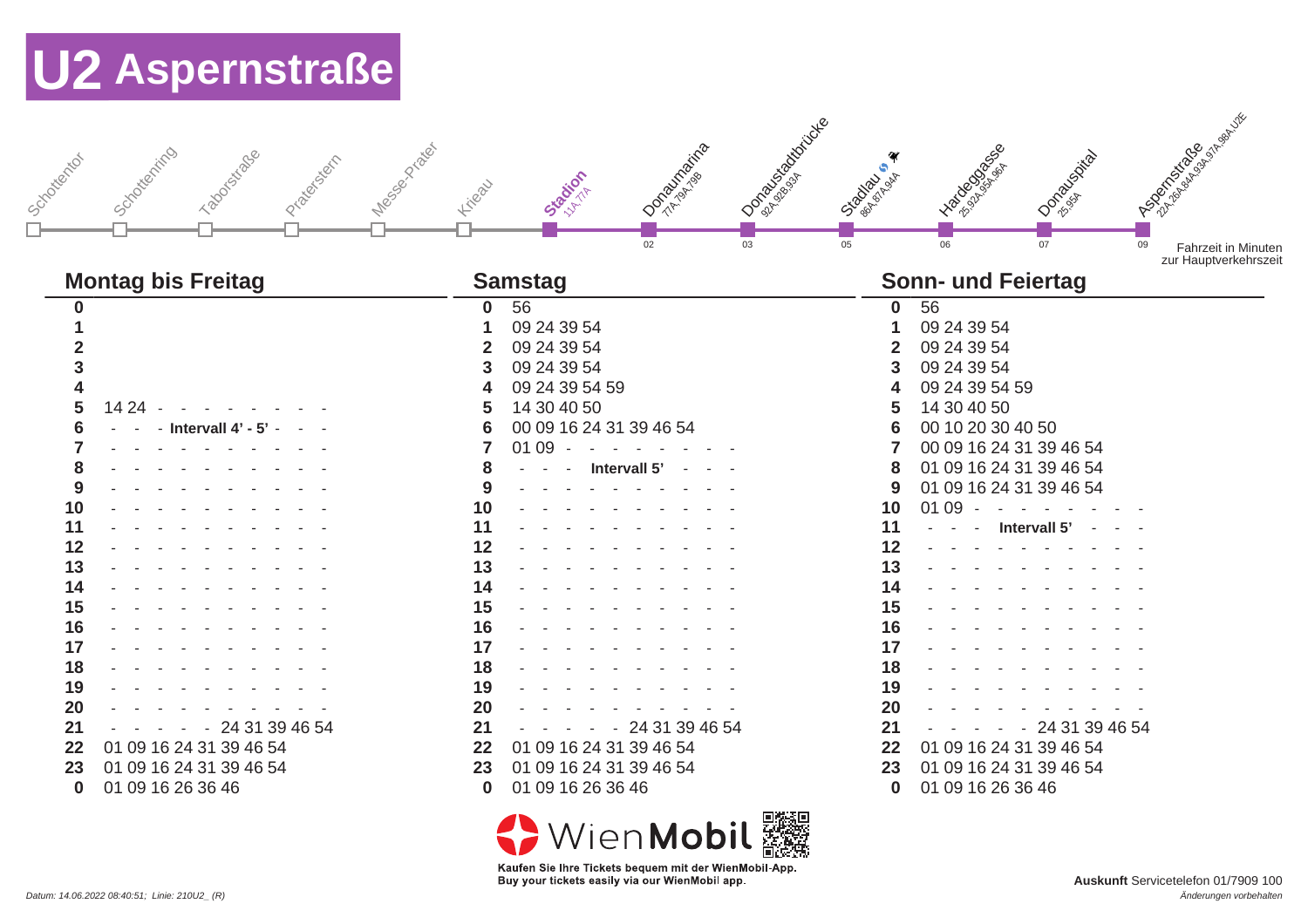# U2 Aspernstraße

Schottentor – Schottenring – Taborstraße – Praterstern – Messe-Prater – Krieau – **Stadion** (11A,77A) – Donaumarina (77A,79A,79B) 02 – Donaustadtbrücke (92A,92B,93A) 03 – Stadlau (86A,87A,94A) 05 – Hardeggasse (25,92A,95A,96A) 06 – Donauspital (25,95A) 07 – Aspernstraße (22A,26A,84A,93A,97A,98A,U2E) 09

Fahrzeit in Minuten zur Hauptverkehrszeit

| Stunde | Montag bis Freitag | Samstag | Sonn- und Feiertag |
|---|---|---|---|
| 0 | | 56 | 56 |
| 1 | | 09 24 39 54 | 09 24 39 54 |
| 2 | | 09 24 39 54 | 09 24 39 54 |
| 3 | | 09 24 39 54 | 09 24 39 54 |
| 4 | | 09 24 39 54 59 | 09 24 39 54 59 |
| 5 | 14 24 - - - - - - - - - | 14 30 40 50 | 14 30 40 50 |
| 6 | - - - **Intervall 4' - 5'** - - - | 00 09 16 24 31 39 46 54 | 00 10 20 30 40 50 |
| 7 | - - - - - - - - - - - | 01 09 - - - - - - - - - | 00 09 16 24 31 39 46 54 |
| 8 | - - - - - - - - - - - | - - - **Intervall 5'** - - - | 01 09 16 24 31 39 46 54 |
| 9 | - - - - - - - - - - - | - - - - - - - - - - - | 01 09 16 24 31 39 46 54 |
| 10 | - - - - - - - - - - - | - - - - - - - - - - - | 01 09 - - - - - - - - - |
| 11 | - - - - - - - - - - - | - - - - - - - - - - - | - - - **Intervall 5'** - - - |
| 12 | - - - - - - - - - - - | - - - - - - - - - - - | - - - - - - - - - - - |
| 13 | - - - - - - - - - - - | - - - - - - - - - - - | - - - - - - - - - - - |
| 14 | - - - - - - - - - - - | - - - - - - - - - - - | - - - - - - - - - - - |
| 15 | - - - - - - - - - - - | - - - - - - - - - - - | - - - - - - - - - - - |
| 16 | - - - - - - - - - - - | - - - - - - - - - - - | - - - - - - - - - - - |
| 17 | - - - - - - - - - - - | - - - - - - - - - - - | - - - - - - - - - - - |
| 18 | - - - - - - - - - - - | - - - - - - - - - - - | - - - - - - - - - - - |
| 19 | - - - - - - - - - - - | - - - - - - - - - - - | - - - - - - - - - - - |
| 20 | - - - - - - - - - - - | - - - - - - - - - - - | - - - - - - - - - - - |
| 21 | - - - - - - 24 31 39 46 54 | - - - - - - 24 31 39 46 54 | - - - - - - 24 31 39 46 54 |
| 22 | 01 09 16 24 31 39 46 54 | 01 09 16 24 31 39 46 54 | 01 09 16 24 31 39 46 54 |
| 23 | 01 09 16 24 31 39 46 54 | 01 09 16 24 31 39 46 54 | 01 09 16 24 31 39 46 54 |
| 0 | 01 09 16 26 36 46 | 01 09 16 26 36 46 | 01 09 16 26 36 46 |

WienMobil

Kaufen Sie Ihre Tickets bequem mit der WienMobil-App.
Buy your tickets easily via our WienMobil app.

*Datum: 14.06.2022 08:40:51; Linie: 210U2_ (R)*

**Auskunft** Servicetelefon 01/7909 100

*Änderungen vorbehalten*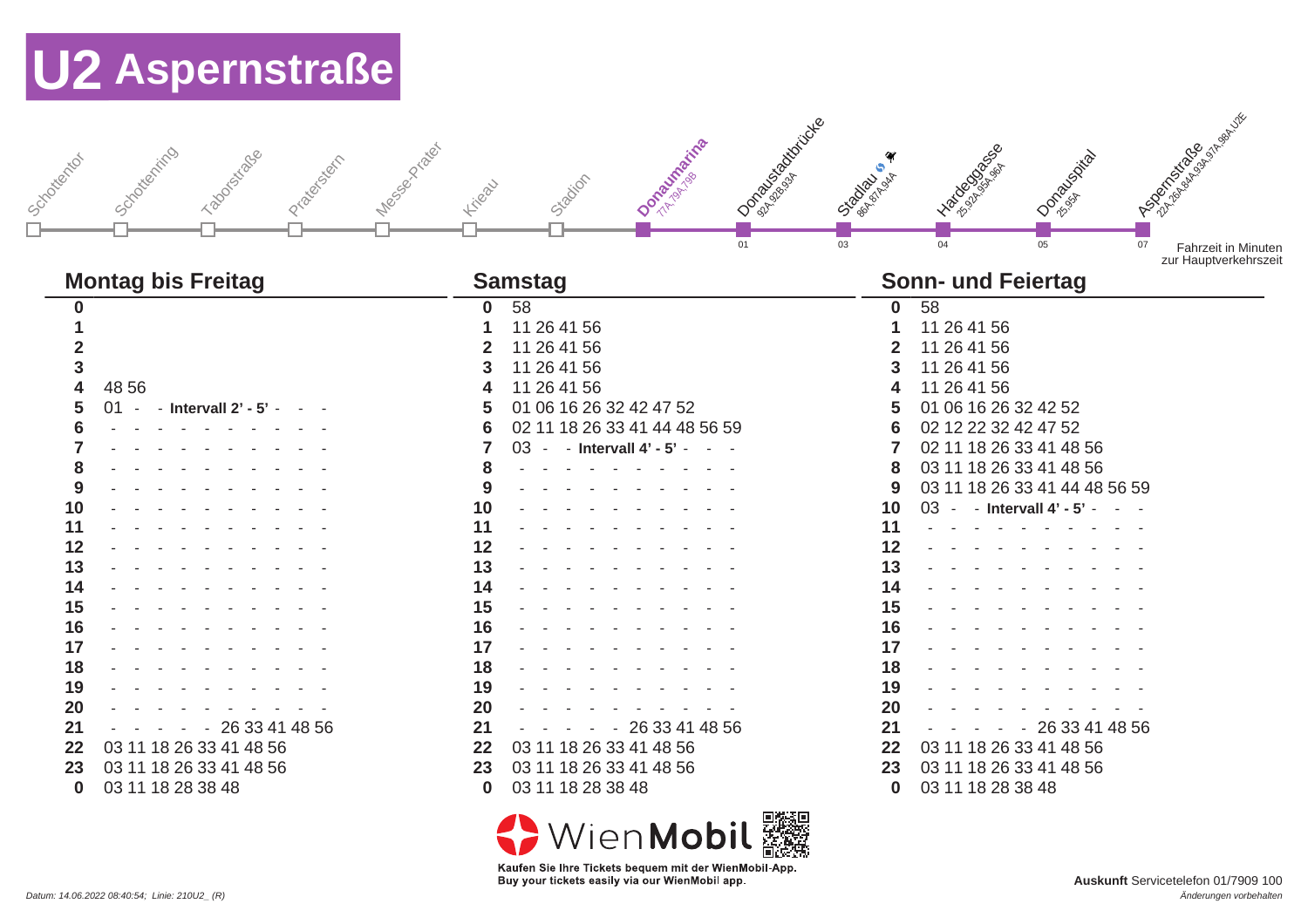# U2 Aspernstraße

Schottentor – Schottenring – Taborstraße – Praterstern – Messe-Prater – Krieau – Stadion – **Donaumarina** (77A,79A,79B) – Donaustadtbrücke (92A,92B,93A) 01 – Stadlau (86A,87A,94A) 03 – Hardeggasse (25,92A,95A,96A) 04 – Donauspital (25,95A) 05 – Aspernstraße (22A,26A,84A,93A,97A,98A,U2E) 07

Fahrzeit in Minuten zur Hauptverkehrszeit

| | Montag bis Freitag | | Samstag | | Sonn- und Feiertag |
|---|---|---|---|---|---|
| **0** | | **0** | 58 | **0** | 58 |
| **1** | | **1** | 11 26 41 56 | **1** | 11 26 41 56 |
| **2** | | **2** | 11 26 41 56 | **2** | 11 26 41 56 |
| **3** | | **3** | 11 26 41 56 | **3** | 11 26 41 56 |
| **4** | 48 56 | **4** | 11 26 41 56 | **4** | 11 26 41 56 |
| **5** | 01 - - **Intervall 2' - 5'** - - - | **5** | 01 06 16 26 32 42 47 52 | **5** | 01 06 16 26 32 42 52 |
| **6** | - - - - - - - - - - | **6** | 02 11 18 26 33 41 44 48 56 59 | **6** | 02 12 22 32 42 47 52 |
| **7** | - - - - - - - - - - | **7** | 03 - - **Intervall 4' - 5'** - - - | **7** | 02 11 18 26 33 41 48 56 |
| **8** | - - - - - - - - - - | **8** | - - - - - - - - - - | **8** | 03 11 18 26 33 41 48 56 |
| **9** | - - - - - - - - - - | **9** | - - - - - - - - - - | **9** | 03 11 18 26 33 41 44 48 56 59 |
| **10** | - - - - - - - - - - | **10** | - - - - - - - - - - | **10** | 03 - - **Intervall 4' - 5'** - - - |
| **11** | - - - - - - - - - - | **11** | - - - - - - - - - - | **11** | - - - - - - - - - - |
| **12** | - - - - - - - - - - | **12** | - - - - - - - - - - | **12** | - - - - - - - - - - |
| **13** | - - - - - - - - - - | **13** | - - - - - - - - - - | **13** | - - - - - - - - - - |
| **14** | - - - - - - - - - - | **14** | - - - - - - - - - - | **14** | - - - - - - - - - - |
| **15** | - - - - - - - - - - | **15** | - - - - - - - - - - | **15** | - - - - - - - - - - |
| **16** | - - - - - - - - - - | **16** | - - - - - - - - - - | **16** | - - - - - - - - - - |
| **17** | - - - - - - - - - - | **17** | - - - - - - - - - - | **17** | - - - - - - - - - - |
| **18** | - - - - - - - - - - | **18** | - - - - - - - - - - | **18** | - - - - - - - - - - |
| **19** | - - - - - - - - - - | **19** | - - - - - - - - - - | **19** | - - - - - - - - - - |
| **20** | - - - - - - - - - - | **20** | - - - - - - - - - - | **20** | - - - - - - - - - - |
| **21** | - - - - - 26 33 41 48 56 | **21** | - - - - - 26 33 41 48 56 | **21** | - - - - - 26 33 41 48 56 |
| **22** | 03 11 18 26 33 41 48 56 | **22** | 03 11 18 26 33 41 48 56 | **22** | 03 11 18 26 33 41 48 56 |
| **23** | 03 11 18 26 33 41 48 56 | **23** | 03 11 18 26 33 41 48 56 | **23** | 03 11 18 26 33 41 48 56 |
| **0** | 03 11 18 28 38 48 | **0** | 03 11 18 28 38 48 | **0** | 03 11 18 28 38 48 |

WienMobil

Kaufen Sie Ihre Tickets bequem mit der WienMobil-App.
Buy your tickets easily via our WienMobil app.

*Datum: 14.06.2022 08:40:54; Linie: 210U2_ (R)*

**Auskunft** Servicetelefon 01/7909 100

*Änderungen vorbehalten*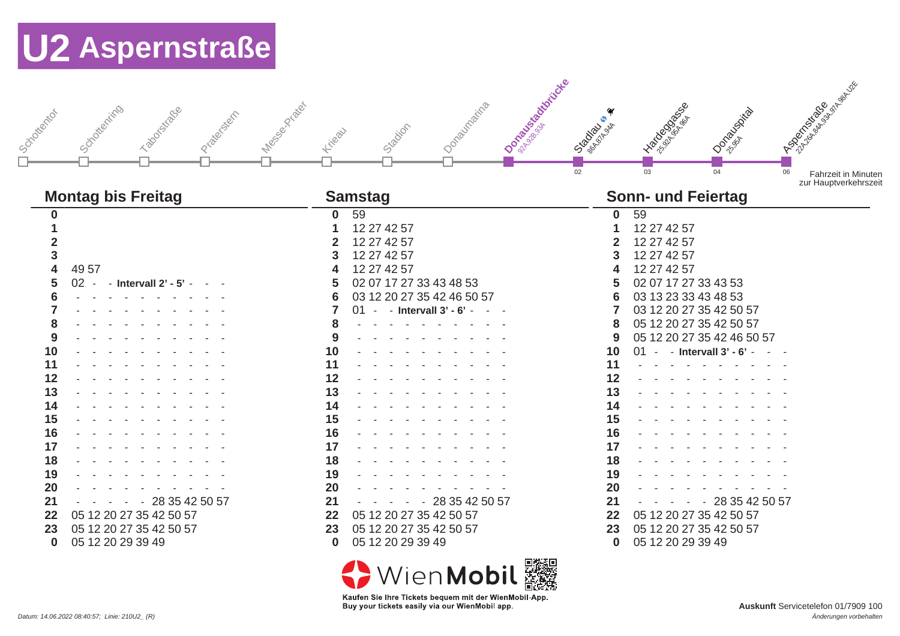# U2 Aspernstraße

| Station | Bus | Fahrzeit |
|---|---|---|
| Schottentor | | |
| Schottenring | | |
| Taborstraße | | |
| Praterstern | | |
| Messe-Prater | | |
| Krieau | | |
| Stadion | | |
| Donaumarina | | |
| Donaustadtbrücke | 92A,92B,93A | |
| Stadlau | 86A,87A,94A | 02 |
| Hardeggasse | 25,92A,95A,96A | 03 |
| Donauspital | 25,95A | 04 |
| Aspernstraße | 22A,26A,84A,93A,97A,98A,U2E | 06 |

Fahrzeit in Minuten zur Hauptverkehrszeit

| Stunde | Montag bis Freitag | Stunde | Samstag | Stunde | Sonn- und Feiertag |
|---|---|---|---|---|---|
| **0** | | **0** | 59 | **0** | 59 |
| **1** | | **1** | 12 27 42 57 | **1** | 12 27 42 57 |
| **2** | | **2** | 12 27 42 57 | **2** | 12 27 42 57 |
| **3** | | **3** | 12 27 42 57 | **3** | 12 27 42 57 |
| **4** | 49 57 | **4** | 12 27 42 57 | **4** | 12 27 42 57 |
| **5** | 02 - - **Intervall 2' - 5'** - - - | **5** | 02 07 17 27 33 43 48 53 | **5** | 02 07 17 27 33 43 53 |
| **6** | - - - - - - - - - - | **6** | 03 12 20 27 35 42 46 50 57 | **6** | 03 13 23 33 43 48 53 |
| **7** | - - - - - - - - - - | **7** | 01 - - **Intervall 3' - 6'** - - - | **7** | 03 12 20 27 35 42 50 57 |
| **8** | - - - - - - - - - - | **8** | - - - - - - - - - - | **8** | 05 12 20 27 35 42 50 57 |
| **9** | - - - - - - - - - - | **9** | - - - - - - - - - - | **9** | 05 12 20 27 35 42 46 50 57 |
| **10** | - - - - - - - - - - | **10** | - - - - - - - - - - | **10** | 01 - - **Intervall 3' - 6'** - - - |
| **11** | - - - - - - - - - - | **11** | - - - - - - - - - - | **11** | - - - - - - - - - - |
| **12** | - - - - - - - - - - | **12** | - - - - - - - - - - | **12** | - - - - - - - - - - |
| **13** | - - - - - - - - - - | **13** | - - - - - - - - - - | **13** | - - - - - - - - - - |
| **14** | - - - - - - - - - - | **14** | - - - - - - - - - - | **14** | - - - - - - - - - - |
| **15** | - - - - - - - - - - | **15** | - - - - - - - - - - | **15** | - - - - - - - - - - |
| **16** | - - - - - - - - - - | **16** | - - - - - - - - - - | **16** | - - - - - - - - - - |
| **17** | - - - - - - - - - - | **17** | - - - - - - - - - - | **17** | - - - - - - - - - - |
| **18** | - - - - - - - - - - | **18** | - - - - - - - - - - | **18** | - - - - - - - - - - |
| **19** | - - - - - - - - - - | **19** | - - - - - - - - - - | **19** | - - - - - - - - - - |
| **20** | - - - - - - - - - - | **20** | - - - - - - - - - - | **20** | - - - - - - - - - - |
| **21** | - - - - - 28 35 42 50 57 | **21** | - - - - - 28 35 42 50 57 | **21** | - - - - - 28 35 42 50 57 |
| **22** | 05 12 20 27 35 42 50 57 | **22** | 05 12 20 27 35 42 50 57 | **22** | 05 12 20 27 35 42 50 57 |
| **23** | 05 12 20 27 35 42 50 57 | **23** | 05 12 20 27 35 42 50 57 | **23** | 05 12 20 27 35 42 50 57 |
| **0** | 05 12 20 29 39 49 | **0** | 05 12 20 29 39 49 | **0** | 05 12 20 29 39 49 |

WienMobil

Kaufen Sie Ihre Tickets bequem mit der WienMobil-App.
Buy your tickets easily via our WienMobil app.

*Datum: 14.06.2022 08:40:57; Linie: 210U2_ (R)*

**Auskunft** Servicetelefon 01/7909 100

*Änderungen vorbehalten*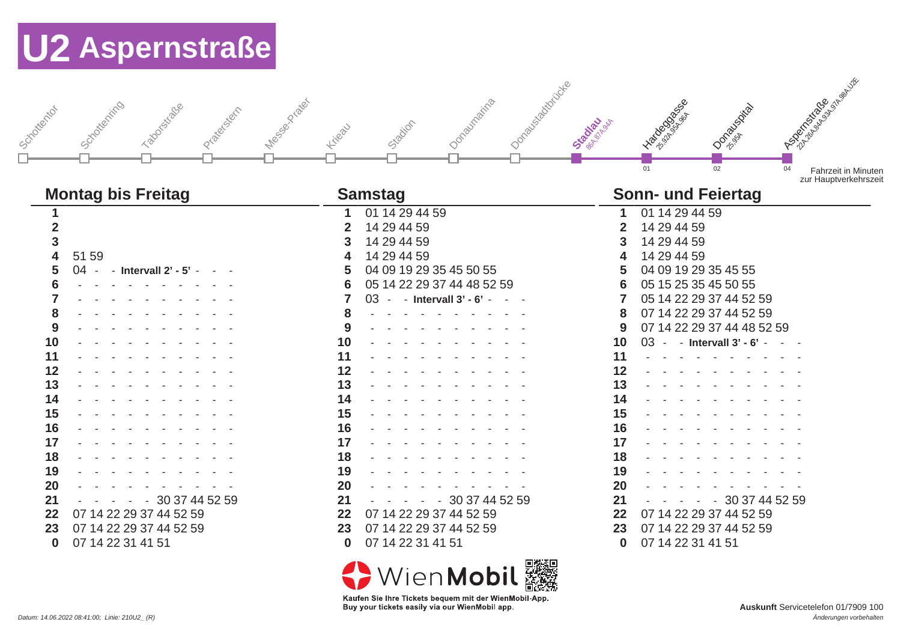# U2 Aspernstraße

Schottentor – Schottenring – Taborstraße – Praterstern – Messe-Prater – Krieau – Stadion – Donaumarina – Donaustadtbrücke – **Stadlau** (86A, 87A, 94A) – Hardeggasse (25, 92A, 95A, 96A) 01 – Donauspital (25, 95A) 02 – Aspernstraße (22A, 26A, 84A, 93A, 97A, 98A, U2E) 04

Fahrzeit in Minuten zur Hauptverkehrszeit

| | Montag bis Freitag | Samstag | Sonn- und Feiertag |
|---|---|---|---|
| **1** | | 01 14 29 44 59 | 01 14 29 44 59 |
| **2** | | 14 29 44 59 | 14 29 44 59 |
| **3** | | 14 29 44 59 | 14 29 44 59 |
| **4** | 51 59 | 14 29 44 59 | 14 29 44 59 |
| **5** | 04 - - **Intervall 2' - 5'** - - - | 04 09 19 29 35 45 50 55 | 04 09 19 29 35 45 55 |
| **6** | - - - - - - - - - - - - - | 05 14 22 29 37 44 48 52 59 | 05 15 25 35 45 50 55 |
| **7** | - - - - - - - - - - - - - | 03 - - **Intervall 3' - 6'** - - - | 05 14 22 29 37 44 52 59 |
| **8** | - - - - - - - - - - - - - | - - - - - - - - - - - - - | 07 14 22 29 37 44 52 59 |
| **9** | - - - - - - - - - - - - - | - - - - - - - - - - - - - | 07 14 22 29 37 44 48 52 59 |
| **10** | - - - - - - - - - - - - - | - - - - - - - - - - - - - | 03 - - **Intervall 3' - 6'** - - - |
| **11** | - - - - - - - - - - - - - | - - - - - - - - - - - - - | - - - - - - - - - - - - - |
| **12** | - - - - - - - - - - - - - | - - - - - - - - - - - - - | - - - - - - - - - - - - - |
| **13** | - - - - - - - - - - - - - | - - - - - - - - - - - - - | - - - - - - - - - - - - - |
| **14** | - - - - - - - - - - - - - | - - - - - - - - - - - - - | - - - - - - - - - - - - - |
| **15** | - - - - - - - - - - - - - | - - - - - - - - - - - - - | - - - - - - - - - - - - - |
| **16** | - - - - - - - - - - - - - | - - - - - - - - - - - - - | - - - - - - - - - - - - - |
| **17** | - - - - - - - - - - - - - | - - - - - - - - - - - - - | - - - - - - - - - - - - - |
| **18** | - - - - - - - - - - - - - | - - - - - - - - - - - - - | - - - - - - - - - - - - - |
| **19** | - - - - - - - - - - - - - | - - - - - - - - - - - - - | - - - - - - - - - - - - - |
| **20** | - - - - - - - - - - - - - | - - - - - - - - - - - - - | - - - - - - - - - - - - - |
| **21** | - - - - - - 30 37 44 52 59 | - - - - - - 30 37 44 52 59 | - - - - - - 30 37 44 52 59 |
| **22** | 07 14 22 29 37 44 52 59 | 07 14 22 29 37 44 52 59 | 07 14 22 29 37 44 52 59 |
| **23** | 07 14 22 29 37 44 52 59 | 07 14 22 29 37 44 52 59 | 07 14 22 29 37 44 52 59 |
| **0** | 07 14 22 31 41 51 | 07 14 22 31 41 51 | 07 14 22 31 41 51 |

WienMobil

**Kaufen Sie Ihre Tickets bequem mit der WienMobil-App.**
**Buy your tickets easily via our WienMobil app.**

*Datum: 14.06.2022 08:41:00; Linie: 210U2_ (R)*

**Auskunft** Servicetelefon 01/7909 100

*Änderungen vorbehalten*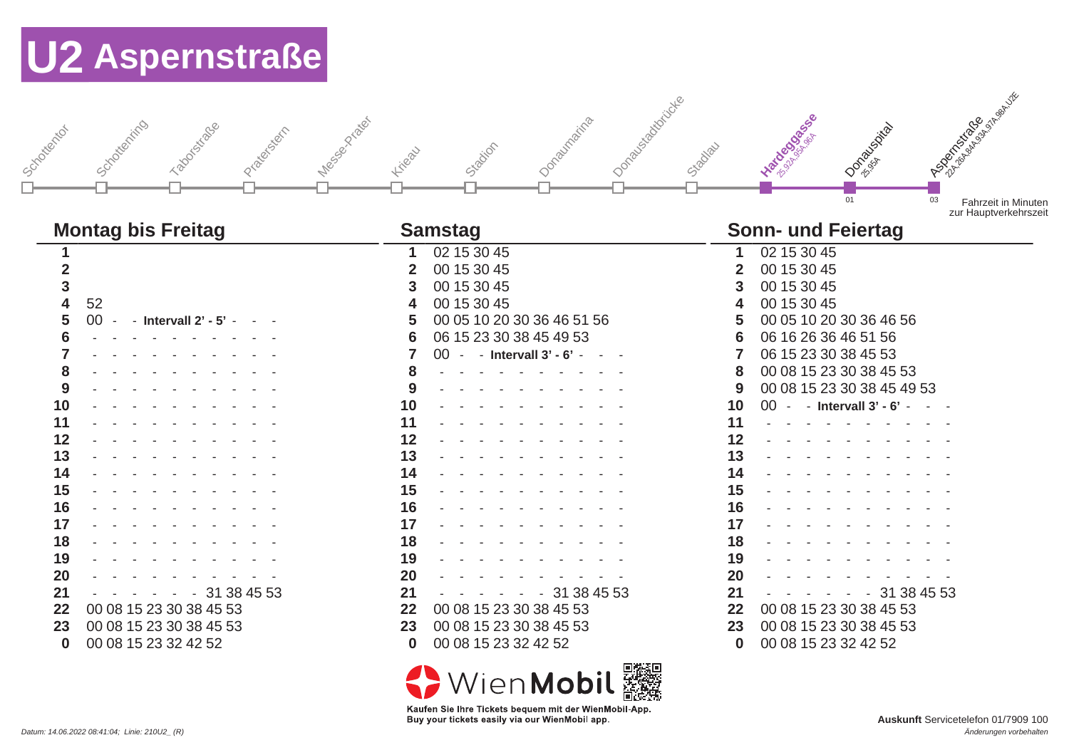# U2 Aspernstraße

Schottentor – Schottenring – Taborstraße – Praterstern – Messe-Prater – Krieau – Stadion – Donaumarina – Donaustadtbrücke – Stadlau – **Hardeggasse** (25,92A,95A,96A) – Donauspital (25,95A) 01 – Aspernstraße (22A,26A,84A,93A,97A,98A,U2E) 03

Fahrzeit in Minuten zur Hauptverkehrszeit

| | Montag bis Freitag | | Samstag | | Sonn- und Feiertag |
|---|---|---|---|---|---|
| **1** | | **1** | 02 15 30 45 | **1** | 02 15 30 45 |
| **2** | | **2** | 00 15 30 45 | **2** | 00 15 30 45 |
| **3** | | **3** | 00 15 30 45 | **3** | 00 15 30 45 |
| **4** | 52 | **4** | 00 15 30 45 | **4** | 00 15 30 45 |
| **5** | 00 - - **Intervall 2' - 5'** - - - | **5** | 00 05 10 20 30 36 46 51 56 | **5** | 00 05 10 20 30 36 46 56 |
| **6** | - - - - - - - - - - - | **6** | 06 15 23 30 38 45 49 53 | **6** | 06 16 26 36 46 51 56 |
| **7** | - - - - - - - - - - - | **7** | 00 - - **Intervall 3' - 6'** - - - | **7** | 06 15 23 30 38 45 53 |
| **8** | - - - - - - - - - - - | **8** | - - - - - - - - - - - | **8** | 00 08 15 23 30 38 45 53 |
| **9** | - - - - - - - - - - - | **9** | - - - - - - - - - - - | **9** | 00 08 15 23 30 38 45 49 53 |
| **10** | - - - - - - - - - - - | **10** | - - - - - - - - - - - | **10** | 00 - - **Intervall 3' - 6'** - - - |
| **11** | - - - - - - - - - - - | **11** | - - - - - - - - - - - | **11** | - - - - - - - - - - - |
| **12** | - - - - - - - - - - - | **12** | - - - - - - - - - - - | **12** | - - - - - - - - - - - |
| **13** | - - - - - - - - - - - | **13** | - - - - - - - - - - - | **13** | - - - - - - - - - - - |
| **14** | - - - - - - - - - - - | **14** | - - - - - - - - - - - | **14** | - - - - - - - - - - - |
| **15** | - - - - - - - - - - - | **15** | - - - - - - - - - - - | **15** | - - - - - - - - - - - |
| **16** | - - - - - - - - - - - | **16** | - - - - - - - - - - - | **16** | - - - - - - - - - - - |
| **17** | - - - - - - - - - - - | **17** | - - - - - - - - - - - | **17** | - - - - - - - - - - - |
| **18** | - - - - - - - - - - - | **18** | - - - - - - - - - - - | **18** | - - - - - - - - - - - |
| **19** | - - - - - - - - - - - | **19** | - - - - - - - - - - - | **19** | - - - - - - - - - - - |
| **20** | - - - - - - - - - - - | **20** | - - - - - - - - - - - | **20** | - - - - - - - - - - - |
| **21** | - - - - - - - 31 38 45 53 | **21** | - - - - - - - 31 38 45 53 | **21** | - - - - - - - 31 38 45 53 |
| **22** | 00 08 15 23 30 38 45 53 | **22** | 00 08 15 23 30 38 45 53 | **22** | 00 08 15 23 30 38 45 53 |
| **23** | 00 08 15 23 30 38 45 53 | **23** | 00 08 15 23 30 38 45 53 | **23** | 00 08 15 23 30 38 45 53 |
| **0** | 00 08 15 23 32 42 52 | **0** | 00 08 15 23 32 42 52 | **0** | 00 08 15 23 32 42 52 |

WienMobil

Kaufen Sie Ihre Tickets bequem mit der WienMobil-App.
Buy your tickets easily via our WienMobil app.

*Datum: 14.06.2022 08:41:04; Linie: 210U2_ (R)*

**Auskunft** Servicetelefon 01/7909 100

*Änderungen vorbehalten*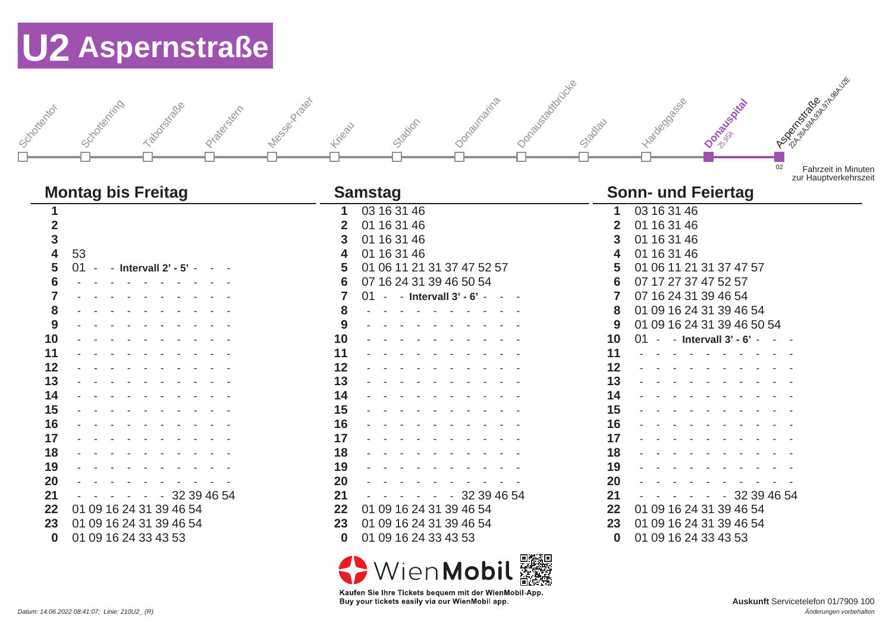# U2 Aspernstraße

Schottentor – Schottenring – Taborstraße – Praterstern – Messe-Prater – Krieau – Stadion – Donaumarina – Donaustadtbrücke – Stadlau – Hardeggasse – **Donauspital** (25,95A) – Aspernstraße (22A,26A,84A,93A,97A,98A,U2E)

02

Fahrzeit in Minuten zur Hauptverkehrszeit

| | Montag bis Freitag | | Samstag | | Sonn- und Feiertag |
|---|---|---|---|---|---|
| **1** | | **1** | 03 16 31 46 | **1** | 03 16 31 46 |
| **2** | | **2** | 01 16 31 46 | **2** | 01 16 31 46 |
| **3** | | **3** | 01 16 31 46 | **3** | 01 16 31 46 |
| **4** | 53 | **4** | 01 16 31 46 | **4** | 01 16 31 46 |
| **5** | 01 - - **Intervall 2' - 5'** - - - | **5** | 01 06 11 21 31 37 47 52 57 | **5** | 01 06 11 21 31 37 47 57 |
| **6** | - - - - - - - - - - - - - | **6** | 07 16 24 31 39 46 50 54 | **6** | 07 17 27 37 47 52 57 |
| **7** | - - - - - - - - - - - - - | **7** | 01 - - **Intervall 3' - 6'** - - - | **7** | 07 16 24 31 39 46 54 |
| **8** | - - - - - - - - - - - - - | **8** | - - - - - - - - - - - - - | **8** | 01 09 16 24 31 39 46 54 |
| **9** | - - - - - - - - - - - - - | **9** | - - - - - - - - - - - - - | **9** | 01 09 16 24 31 39 46 50 54 |
| **10** | - - - - - - - - - - - - - | **10** | - - - - - - - - - - - - - | **10** | 01 - - **Intervall 3' - 6'** - - - |
| **11** | - - - - - - - - - - - - - | **11** | - - - - - - - - - - - - - | **11** | - - - - - - - - - - - - - |
| **12** | - - - - - - - - - - - - - | **12** | - - - - - - - - - - - - - | **12** | - - - - - - - - - - - - - |
| **13** | - - - - - - - - - - - - - | **13** | - - - - - - - - - - - - - | **13** | - - - - - - - - - - - - - |
| **14** | - - - - - - - - - - - - - | **14** | - - - - - - - - - - - - - | **14** | - - - - - - - - - - - - - |
| **15** | - - - - - - - - - - - - - | **15** | - - - - - - - - - - - - - | **15** | - - - - - - - - - - - - - |
| **16** | - - - - - - - - - - - - - | **16** | - - - - - - - - - - - - - | **16** | - - - - - - - - - - - - - |
| **17** | - - - - - - - - - - - - - | **17** | - - - - - - - - - - - - - | **17** | - - - - - - - - - - - - - |
| **18** | - - - - - - - - - - - - - | **18** | - - - - - - - - - - - - - | **18** | - - - - - - - - - - - - - |
| **19** | - - - - - - - - - - - - - | **19** | - - - - - - - - - - - - - | **19** | - - - - - - - - - - - - - |
| **20** | - - - - - - - - - - - - - | **20** | - - - - - - - - - - - - - | **20** | - - - - - - - - - - - - - |
| **21** | - - - - - - - 32 39 46 54 | **21** | - - - - - - - 32 39 46 54 | **21** | - - - - - - - 32 39 46 54 |
| **22** | 01 09 16 24 31 39 46 54 | **22** | 01 09 16 24 31 39 46 54 | **22** | 01 09 16 24 31 39 46 54 |
| **23** | 01 09 16 24 31 39 46 54 | **23** | 01 09 16 24 31 39 46 54 | **23** | 01 09 16 24 31 39 46 54 |
| **0** | 01 09 16 24 33 43 53 | **0** | 01 09 16 24 33 43 53 | **0** | 01 09 16 24 33 43 53 |

WienMobil

Kaufen Sie Ihre Tickets bequem mit der WienMobil-App.
Buy your tickets easily via our WienMobil app.

*Datum: 14.06.2022 08:41:07; Linie: 210U2_ (R)*

**Auskunft** Servicetelefon 01/7909 100

*Änderungen vorbehalten*